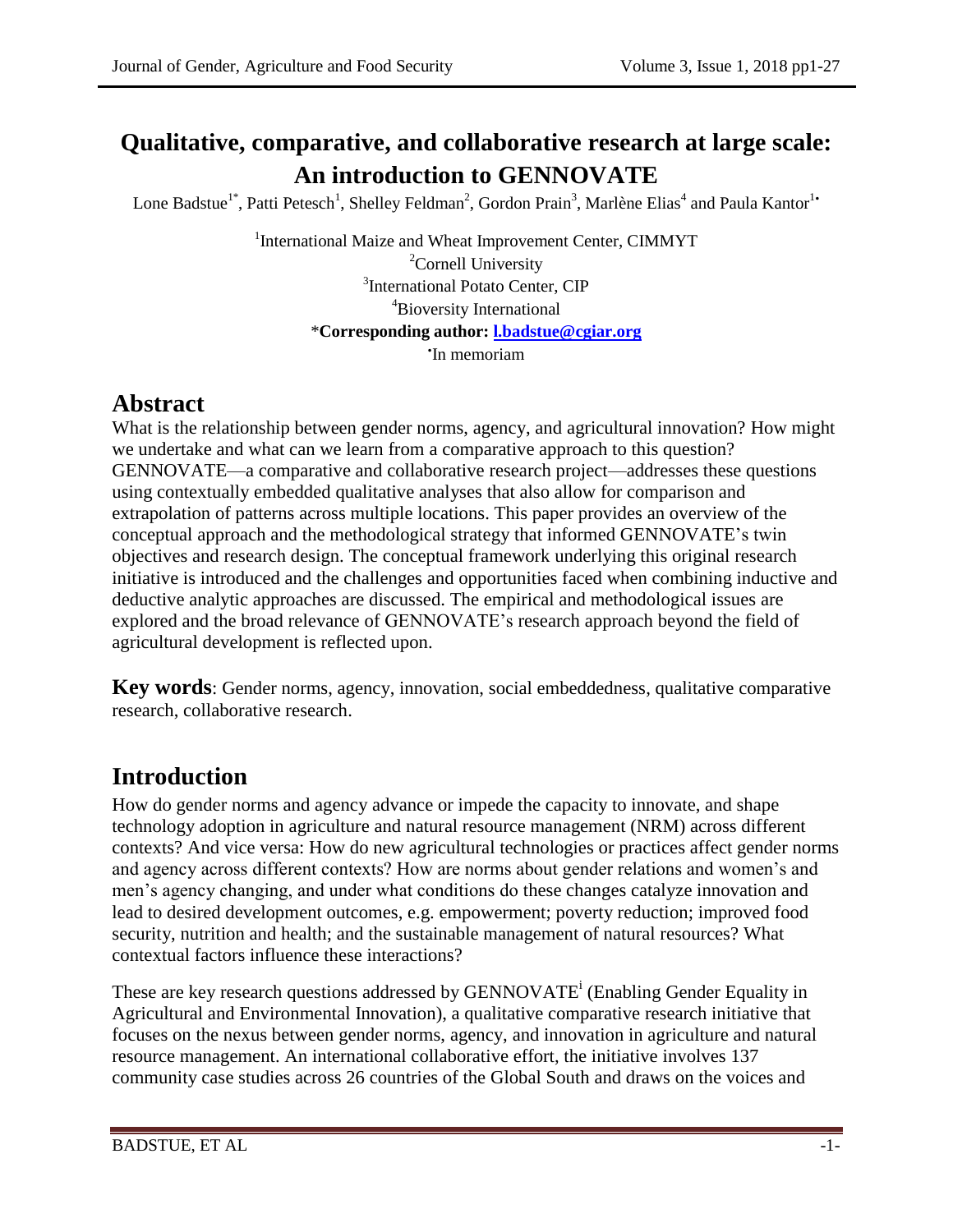# Qualitative, comparative, and collaborative research at large scale: An introduction to GENNOVATE

Lone Badstue[1*], Patti Petesch[1], Shelley Feldman[2], Gordon Prain[3], Marlène Elias[4] and Paula Kantor[1•]

[1]International Maize and Wheat Improvement Center, CIMMYT
[2]Cornell University
[3]International Potato Center, CIP
[4]Bioversity International
\***Corresponding author: l.badstue@cgiar.org**
•In memoriam

## Abstract

What is the relationship between gender norms, agency, and agricultural innovation? How might we undertake and what can we learn from a comparative approach to this question? GENNOVATE—a comparative and collaborative research project—addresses these questions using contextually embedded qualitative analyses that also allow for comparison and extrapolation of patterns across multiple locations. This paper provides an overview of the conceptual approach and the methodological strategy that informed GENNOVATE's twin objectives and research design. The conceptual framework underlying this original research initiative is introduced and the challenges and opportunities faced when combining inductive and deductive analytic approaches are discussed. The empirical and methodological issues are explored and the broad relevance of GENNOVATE's research approach beyond the field of agricultural development is reflected upon.

**Key words**: Gender norms, agency, innovation, social embeddedness, qualitative comparative research, collaborative research.

## Introduction

How do gender norms and agency advance or impede the capacity to innovate, and shape technology adoption in agriculture and natural resource management (NRM) across different contexts? And vice versa: How do new agricultural technologies or practices affect gender norms and agency across different contexts? How are norms about gender relations and women's and men's agency changing, and under what conditions do these changes catalyze innovation and lead to desired development outcomes, e.g. empowerment; poverty reduction; improved food security, nutrition and health; and the sustainable management of natural resources? What contextual factors influence these interactions?

These are key research questions addressed by GENNOVATE[i] (Enabling Gender Equality in Agricultural and Environmental Innovation), a qualitative comparative research initiative that focuses on the nexus between gender norms, agency, and innovation in agriculture and natural resource management. An international collaborative effort, the initiative involves 137 community case studies across 26 countries of the Global South and draws on the voices and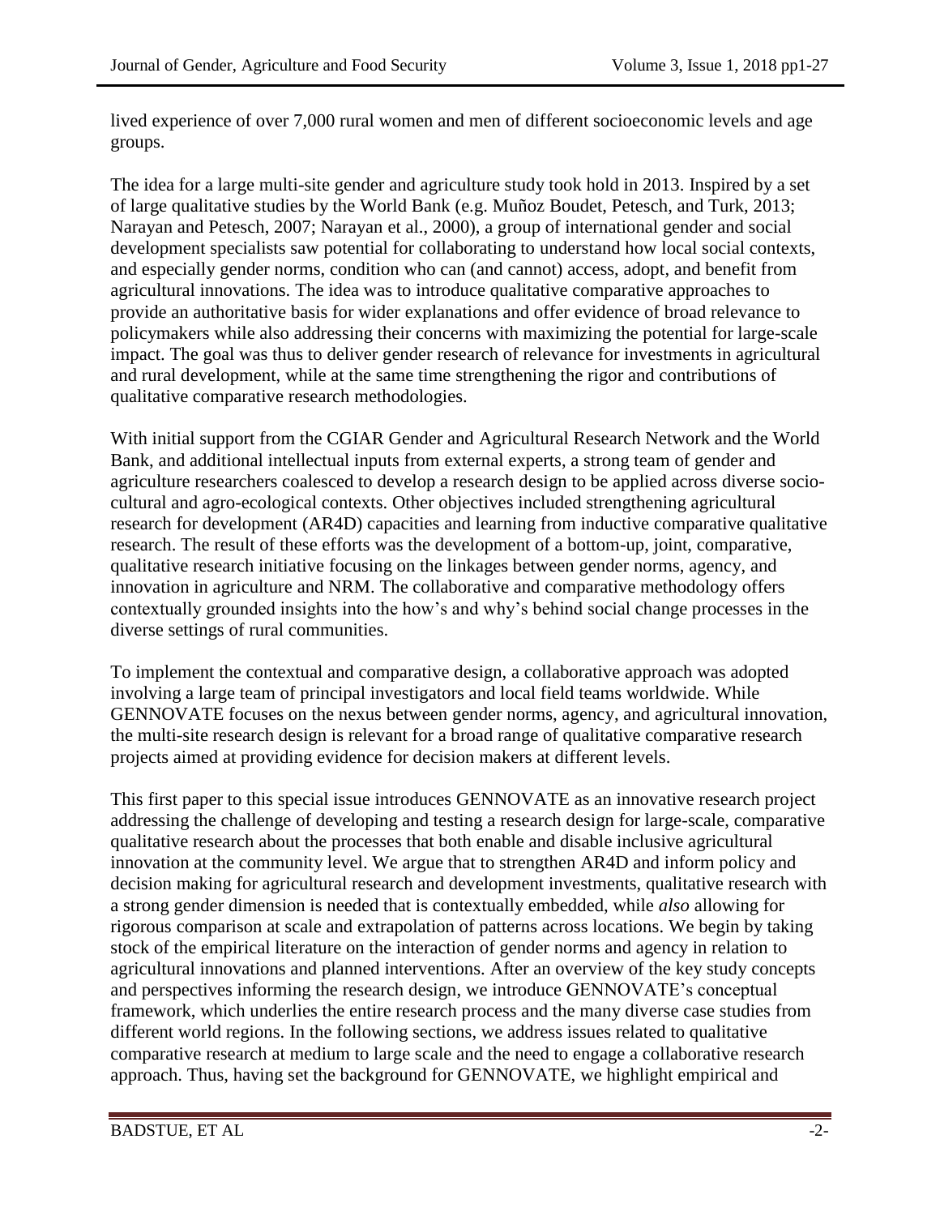lived experience of over 7,000 rural women and men of different socioeconomic levels and age groups.

The idea for a large multi-site gender and agriculture study took hold in 2013. Inspired by a set of large qualitative studies by the World Bank (e.g. Muñoz Boudet, Petesch, and Turk, 2013; Narayan and Petesch, 2007; Narayan et al., 2000), a group of international gender and social development specialists saw potential for collaborating to understand how local social contexts, and especially gender norms, condition who can (and cannot) access, adopt, and benefit from agricultural innovations. The idea was to introduce qualitative comparative approaches to provide an authoritative basis for wider explanations and offer evidence of broad relevance to policymakers while also addressing their concerns with maximizing the potential for large-scale impact. The goal was thus to deliver gender research of relevance for investments in agricultural and rural development, while at the same time strengthening the rigor and contributions of qualitative comparative research methodologies.

With initial support from the CGIAR Gender and Agricultural Research Network and the World Bank, and additional intellectual inputs from external experts, a strong team of gender and agriculture researchers coalesced to develop a research design to be applied across diverse socio-cultural and agro-ecological contexts. Other objectives included strengthening agricultural research for development (AR4D) capacities and learning from inductive comparative qualitative research. The result of these efforts was the development of a bottom-up, joint, comparative, qualitative research initiative focusing on the linkages between gender norms, agency, and innovation in agriculture and NRM. The collaborative and comparative methodology offers contextually grounded insights into the how's and why's behind social change processes in the diverse settings of rural communities.

To implement the contextual and comparative design, a collaborative approach was adopted involving a large team of principal investigators and local field teams worldwide. While GENNOVATE focuses on the nexus between gender norms, agency, and agricultural innovation, the multi-site research design is relevant for a broad range of qualitative comparative research projects aimed at providing evidence for decision makers at different levels.

This first paper to this special issue introduces GENNOVATE as an innovative research project addressing the challenge of developing and testing a research design for large-scale, comparative qualitative research about the processes that both enable and disable inclusive agricultural innovation at the community level. We argue that to strengthen AR4D and inform policy and decision making for agricultural research and development investments, qualitative research with a strong gender dimension is needed that is contextually embedded, while *also* allowing for rigorous comparison at scale and extrapolation of patterns across locations. We begin by taking stock of the empirical literature on the interaction of gender norms and agency in relation to agricultural innovations and planned interventions. After an overview of the key study concepts and perspectives informing the research design, we introduce GENNOVATE's conceptual framework, which underlies the entire research process and the many diverse case studies from different world regions. In the following sections, we address issues related to qualitative comparative research at medium to large scale and the need to engage a collaborative research approach. Thus, having set the background for GENNOVATE, we highlight empirical and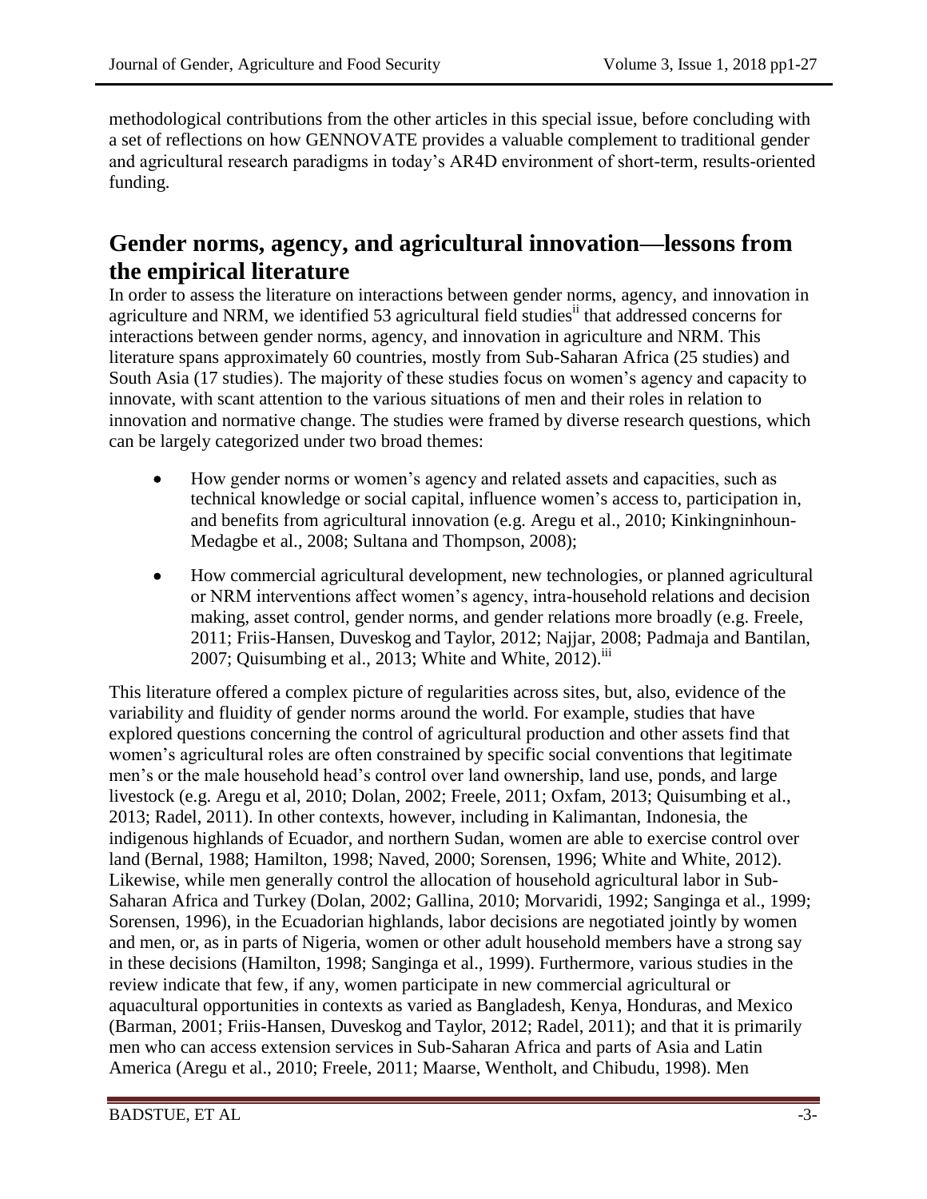methodological contributions from the other articles in this special issue, before concluding with a set of reflections on how GENNOVATE provides a valuable complement to traditional gender and agricultural research paradigms in today's AR4D environment of short-term, results-oriented funding.

## Gender norms, agency, and agricultural innovation—lessons from the empirical literature

In order to assess the literature on interactions between gender norms, agency, and innovation in agriculture and NRM, we identified 53 agricultural field studies[ii] that addressed concerns for interactions between gender norms, agency, and innovation in agriculture and NRM. This literature spans approximately 60 countries, mostly from Sub-Saharan Africa (25 studies) and South Asia (17 studies). The majority of these studies focus on women's agency and capacity to innovate, with scant attention to the various situations of men and their roles in relation to innovation and normative change. The studies were framed by diverse research questions, which can be largely categorized under two broad themes:

- How gender norms or women's agency and related assets and capacities, such as technical knowledge or social capital, influence women's access to, participation in, and benefits from agricultural innovation (e.g. Aregu et al., 2010; Kinkingninhoun-Medagbe et al., 2008; Sultana and Thompson, 2008);
- How commercial agricultural development, new technologies, or planned agricultural or NRM interventions affect women's agency, intra-household relations and decision making, asset control, gender norms, and gender relations more broadly (e.g. Freele, 2011; Friis-Hansen, Duveskog and Taylor, 2012; Najjar, 2008; Padmaja and Bantilan, 2007; Quisumbing et al., 2013; White and White, 2012).[iii]

This literature offered a complex picture of regularities across sites, but, also, evidence of the variability and fluidity of gender norms around the world. For example, studies that have explored questions concerning the control of agricultural production and other assets find that women's agricultural roles are often constrained by specific social conventions that legitimate men's or the male household head's control over land ownership, land use, ponds, and large livestock (e.g. Aregu et al, 2010; Dolan, 2002; Freele, 2011; Oxfam, 2013; Quisumbing et al., 2013; Radel, 2011). In other contexts, however, including in Kalimantan, Indonesia, the indigenous highlands of Ecuador, and northern Sudan, women are able to exercise control over land (Bernal, 1988; Hamilton, 1998; Naved, 2000; Sorensen, 1996; White and White, 2012). Likewise, while men generally control the allocation of household agricultural labor in Sub-Saharan Africa and Turkey (Dolan, 2002; Gallina, 2010; Morvaridi, 1992; Sanginga et al., 1999; Sorensen, 1996), in the Ecuadorian highlands, labor decisions are negotiated jointly by women and men, or, as in parts of Nigeria, women or other adult household members have a strong say in these decisions (Hamilton, 1998; Sanginga et al., 1999). Furthermore, various studies in the review indicate that few, if any, women participate in new commercial agricultural or aquacultural opportunities in contexts as varied as Bangladesh, Kenya, Honduras, and Mexico (Barman, 2001; Friis-Hansen, Duveskog and Taylor, 2012; Radel, 2011); and that it is primarily men who can access extension services in Sub-Saharan Africa and parts of Asia and Latin America (Aregu et al., 2010; Freele, 2011; Maarse, Wentholt, and Chibudu, 1998). Men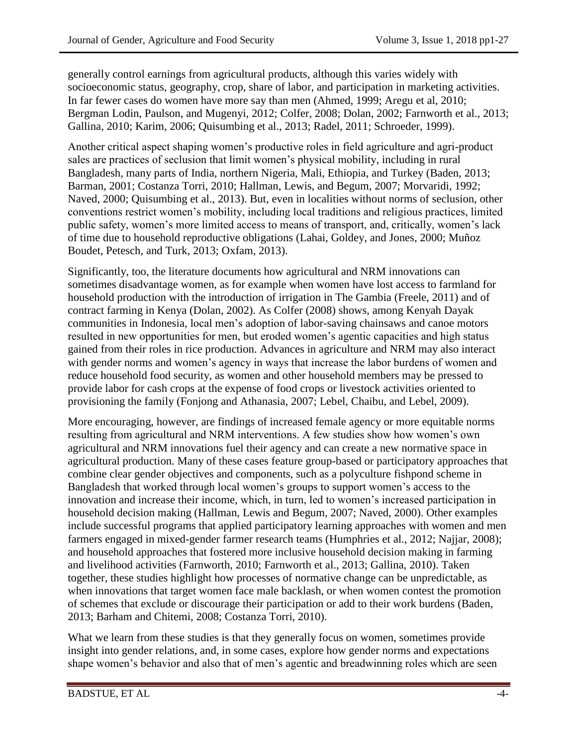generally control earnings from agricultural products, although this varies widely with socioeconomic status, geography, crop, share of labor, and participation in marketing activities. In far fewer cases do women have more say than men (Ahmed, 1999; Aregu et al, 2010; Bergman Lodin, Paulson, and Mugenyi, 2012; Colfer, 2008; Dolan, 2002; Farnworth et al., 2013; Gallina, 2010; Karim, 2006; Quisumbing et al., 2013; Radel, 2011; Schroeder, 1999).

Another critical aspect shaping women's productive roles in field agriculture and agri-product sales are practices of seclusion that limit women's physical mobility, including in rural Bangladesh, many parts of India, northern Nigeria, Mali, Ethiopia, and Turkey (Baden, 2013; Barman, 2001; Costanza Torri, 2010; Hallman, Lewis, and Begum, 2007; Morvaridi, 1992; Naved, 2000; Quisumbing et al., 2013). But, even in localities without norms of seclusion, other conventions restrict women's mobility, including local traditions and religious practices, limited public safety, women's more limited access to means of transport, and, critically, women's lack of time due to household reproductive obligations (Lahai, Goldey, and Jones, 2000; Muñoz Boudet, Petesch, and Turk, 2013; Oxfam, 2013).

Significantly, too, the literature documents how agricultural and NRM innovations can sometimes disadvantage women, as for example when women have lost access to farmland for household production with the introduction of irrigation in The Gambia (Freele, 2011) and of contract farming in Kenya (Dolan, 2002). As Colfer (2008) shows, among Kenyah Dayak communities in Indonesia, local men's adoption of labor-saving chainsaws and canoe motors resulted in new opportunities for men, but eroded women's agentic capacities and high status gained from their roles in rice production. Advances in agriculture and NRM may also interact with gender norms and women's agency in ways that increase the labor burdens of women and reduce household food security, as women and other household members may be pressed to provide labor for cash crops at the expense of food crops or livestock activities oriented to provisioning the family (Fonjong and Athanasia, 2007; Lebel, Chaibu, and Lebel, 2009).

More encouraging, however, are findings of increased female agency or more equitable norms resulting from agricultural and NRM interventions. A few studies show how women's own agricultural and NRM innovations fuel their agency and can create a new normative space in agricultural production. Many of these cases feature group-based or participatory approaches that combine clear gender objectives and components, such as a polyculture fishpond scheme in Bangladesh that worked through local women's groups to support women's access to the innovation and increase their income, which, in turn, led to women's increased participation in household decision making (Hallman, Lewis and Begum, 2007; Naved, 2000). Other examples include successful programs that applied participatory learning approaches with women and men farmers engaged in mixed-gender farmer research teams (Humphries et al., 2012; Najjar, 2008); and household approaches that fostered more inclusive household decision making in farming and livelihood activities (Farnworth, 2010; Farnworth et al., 2013; Gallina, 2010). Taken together, these studies highlight how processes of normative change can be unpredictable, as when innovations that target women face male backlash, or when women contest the promotion of schemes that exclude or discourage their participation or add to their work burdens (Baden, 2013; Barham and Chitemi, 2008; Costanza Torri, 2010).

What we learn from these studies is that they generally focus on women, sometimes provide insight into gender relations, and, in some cases, explore how gender norms and expectations shape women's behavior and also that of men's agentic and breadwinning roles which are seen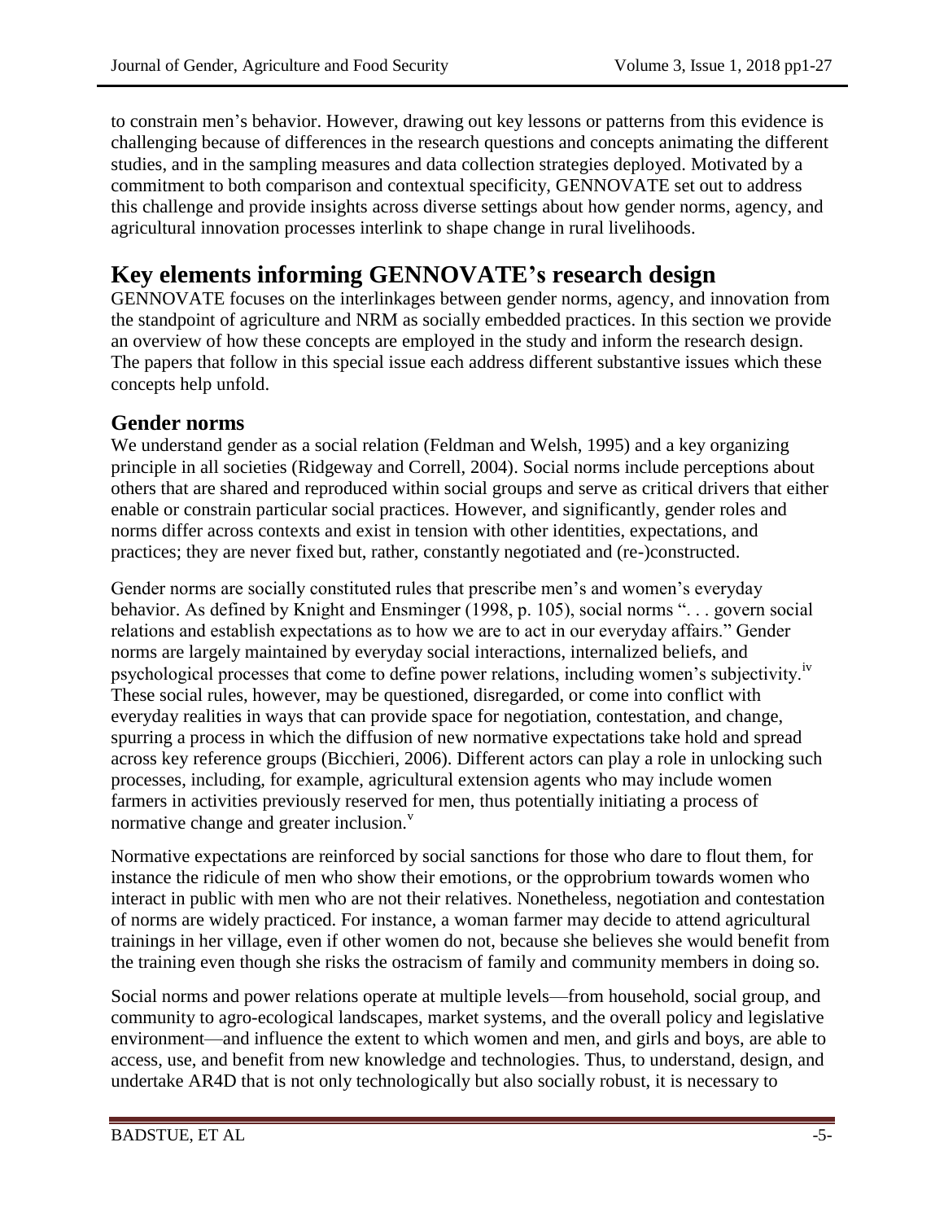to constrain men's behavior. However, drawing out key lessons or patterns from this evidence is challenging because of differences in the research questions and concepts animating the different studies, and in the sampling measures and data collection strategies deployed. Motivated by a commitment to both comparison and contextual specificity, GENNOVATE set out to address this challenge and provide insights across diverse settings about how gender norms, agency, and agricultural innovation processes interlink to shape change in rural livelihoods.

# Key elements informing GENNOVATE's research design

GENNOVATE focuses on the interlinkages between gender norms, agency, and innovation from the standpoint of agriculture and NRM as socially embedded practices. In this section we provide an overview of how these concepts are employed in the study and inform the research design. The papers that follow in this special issue each address different substantive issues which these concepts help unfold.

## Gender norms

We understand gender as a social relation (Feldman and Welsh, 1995) and a key organizing principle in all societies (Ridgeway and Correll, 2004). Social norms include perceptions about others that are shared and reproduced within social groups and serve as critical drivers that either enable or constrain particular social practices. However, and significantly, gender roles and norms differ across contexts and exist in tension with other identities, expectations, and practices; they are never fixed but, rather, constantly negotiated and (re-)constructed.

Gender norms are socially constituted rules that prescribe men's and women's everyday behavior. As defined by Knight and Ensminger (1998, p. 105), social norms ". . . govern social relations and establish expectations as to how we are to act in our everyday affairs." Gender norms are largely maintained by everyday social interactions, internalized beliefs, and psychological processes that come to define power relations, including women's subjectivity.[iv] These social rules, however, may be questioned, disregarded, or come into conflict with everyday realities in ways that can provide space for negotiation, contestation, and change, spurring a process in which the diffusion of new normative expectations take hold and spread across key reference groups (Bicchieri, 2006). Different actors can play a role in unlocking such processes, including, for example, agricultural extension agents who may include women farmers in activities previously reserved for men, thus potentially initiating a process of normative change and greater inclusion.[v]

Normative expectations are reinforced by social sanctions for those who dare to flout them, for instance the ridicule of men who show their emotions, or the opprobrium towards women who interact in public with men who are not their relatives. Nonetheless, negotiation and contestation of norms are widely practiced. For instance, a woman farmer may decide to attend agricultural trainings in her village, even if other women do not, because she believes she would benefit from the training even though she risks the ostracism of family and community members in doing so.

Social norms and power relations operate at multiple levels—from household, social group, and community to agro-ecological landscapes, market systems, and the overall policy and legislative environment—and influence the extent to which women and men, and girls and boys, are able to access, use, and benefit from new knowledge and technologies. Thus, to understand, design, and undertake AR4D that is not only technologically but also socially robust, it is necessary to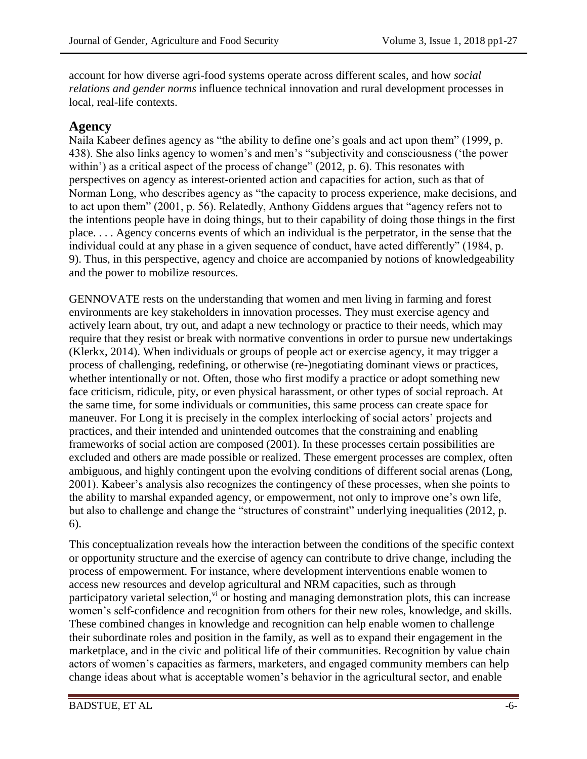account for how diverse agri-food systems operate across different scales, and how *social relations and gender norms* influence technical innovation and rural development processes in local, real-life contexts.

## Agency

Naila Kabeer defines agency as "the ability to define one's goals and act upon them" (1999, p. 438). She also links agency to women's and men's "subjectivity and consciousness ('the power within') as a critical aspect of the process of change" (2012, p. 6). This resonates with perspectives on agency as interest-oriented action and capacities for action, such as that of Norman Long, who describes agency as "the capacity to process experience, make decisions, and to act upon them" (2001, p. 56). Relatedly, Anthony Giddens argues that "agency refers not to the intentions people have in doing things, but to their capability of doing those things in the first place. . . . Agency concerns events of which an individual is the perpetrator, in the sense that the individual could at any phase in a given sequence of conduct, have acted differently" (1984, p. 9). Thus, in this perspective, agency and choice are accompanied by notions of knowledgeability and the power to mobilize resources.

GENNOVATE rests on the understanding that women and men living in farming and forest environments are key stakeholders in innovation processes. They must exercise agency and actively learn about, try out, and adapt a new technology or practice to their needs, which may require that they resist or break with normative conventions in order to pursue new undertakings (Klerkx, 2014). When individuals or groups of people act or exercise agency, it may trigger a process of challenging, redefining, or otherwise (re-)negotiating dominant views or practices, whether intentionally or not. Often, those who first modify a practice or adopt something new face criticism, ridicule, pity, or even physical harassment, or other types of social reproach. At the same time, for some individuals or communities, this same process can create space for maneuver. For Long it is precisely in the complex interlocking of social actors' projects and practices, and their intended and unintended outcomes that the constraining and enabling frameworks of social action are composed (2001). In these processes certain possibilities are excluded and others are made possible or realized. These emergent processes are complex, often ambiguous, and highly contingent upon the evolving conditions of different social arenas (Long, 2001). Kabeer's analysis also recognizes the contingency of these processes, when she points to the ability to marshal expanded agency, or empowerment, not only to improve one's own life, but also to challenge and change the "structures of constraint" underlying inequalities (2012, p. 6).

This conceptualization reveals how the interaction between the conditions of the specific context or opportunity structure and the exercise of agency can contribute to drive change, including the process of empowerment. For instance, where development interventions enable women to access new resources and develop agricultural and NRM capacities, such as through participatory varietal selection,[vi] or hosting and managing demonstration plots, this can increase women's self-confidence and recognition from others for their new roles, knowledge, and skills. These combined changes in knowledge and recognition can help enable women to challenge their subordinate roles and position in the family, as well as to expand their engagement in the marketplace, and in the civic and political life of their communities. Recognition by value chain actors of women's capacities as farmers, marketers, and engaged community members can help change ideas about what is acceptable women's behavior in the agricultural sector, and enable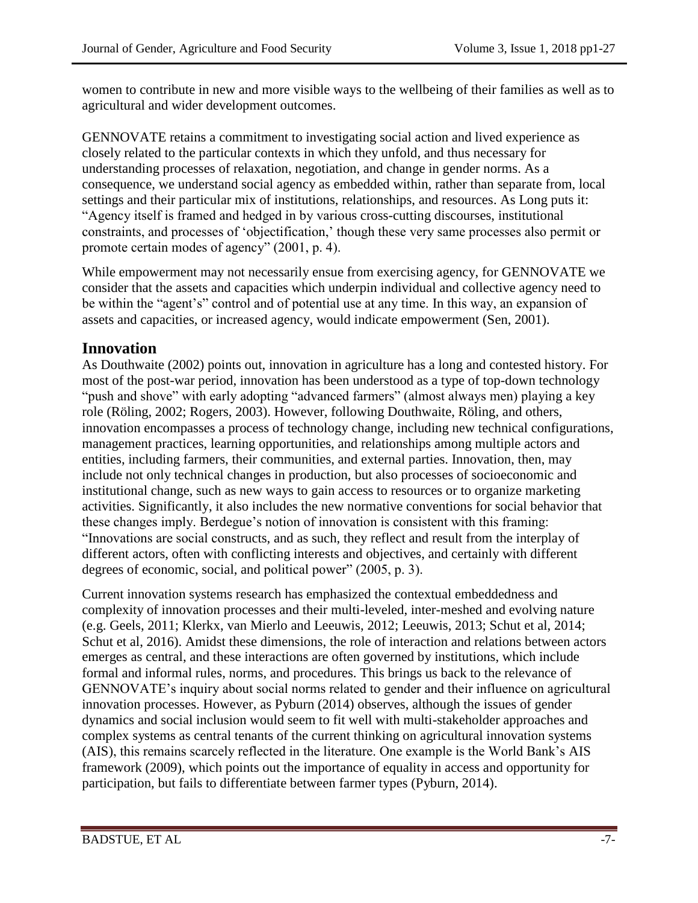women to contribute in new and more visible ways to the wellbeing of their families as well as to agricultural and wider development outcomes.

GENNOVATE retains a commitment to investigating social action and lived experience as closely related to the particular contexts in which they unfold, and thus necessary for understanding processes of relaxation, negotiation, and change in gender norms. As a consequence, we understand social agency as embedded within, rather than separate from, local settings and their particular mix of institutions, relationships, and resources. As Long puts it: "Agency itself is framed and hedged in by various cross-cutting discourses, institutional constraints, and processes of 'objectification,' though these very same processes also permit or promote certain modes of agency" (2001, p. 4).

While empowerment may not necessarily ensue from exercising agency, for GENNOVATE we consider that the assets and capacities which underpin individual and collective agency need to be within the "agent's" control and of potential use at any time. In this way, an expansion of assets and capacities, or increased agency, would indicate empowerment (Sen, 2001).

## Innovation

As Douthwaite (2002) points out, innovation in agriculture has a long and contested history. For most of the post-war period, innovation has been understood as a type of top-down technology "push and shove" with early adopting "advanced farmers" (almost always men) playing a key role (Röling, 2002; Rogers, 2003). However, following Douthwaite, Röling, and others, innovation encompasses a process of technology change, including new technical configurations, management practices, learning opportunities, and relationships among multiple actors and entities, including farmers, their communities, and external parties. Innovation, then, may include not only technical changes in production, but also processes of socioeconomic and institutional change, such as new ways to gain access to resources or to organize marketing activities. Significantly, it also includes the new normative conventions for social behavior that these changes imply. Berdegue's notion of innovation is consistent with this framing: "Innovations are social constructs, and as such, they reflect and result from the interplay of different actors, often with conflicting interests and objectives, and certainly with different degrees of economic, social, and political power" (2005, p. 3).

Current innovation systems research has emphasized the contextual embeddedness and complexity of innovation processes and their multi-leveled, inter-meshed and evolving nature (e.g. Geels, 2011; Klerkx, van Mierlo and Leeuwis, 2012; Leeuwis, 2013; Schut et al, 2014; Schut et al, 2016). Amidst these dimensions, the role of interaction and relations between actors emerges as central, and these interactions are often governed by institutions, which include formal and informal rules, norms, and procedures. This brings us back to the relevance of GENNOVATE's inquiry about social norms related to gender and their influence on agricultural innovation processes. However, as Pyburn (2014) observes, although the issues of gender dynamics and social inclusion would seem to fit well with multi-stakeholder approaches and complex systems as central tenants of the current thinking on agricultural innovation systems (AIS), this remains scarcely reflected in the literature. One example is the World Bank's AIS framework (2009), which points out the importance of equality in access and opportunity for participation, but fails to differentiate between farmer types (Pyburn, 2014).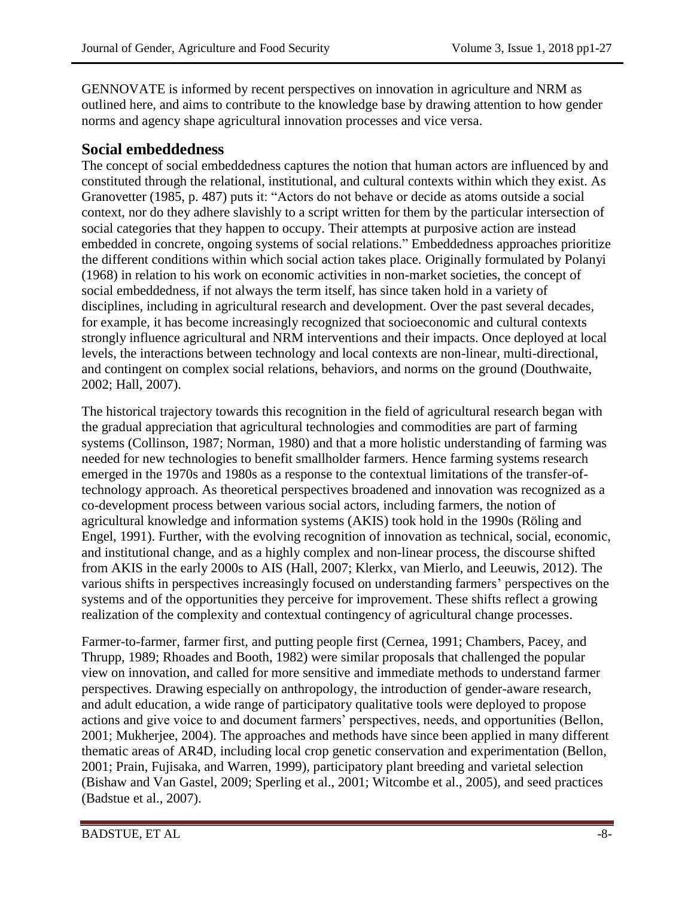GENNOVATE is informed by recent perspectives on innovation in agriculture and NRM as outlined here, and aims to contribute to the knowledge base by drawing attention to how gender norms and agency shape agricultural innovation processes and vice versa.

## Social embeddedness

The concept of social embeddedness captures the notion that human actors are influenced by and constituted through the relational, institutional, and cultural contexts within which they exist. As Granovetter (1985, p. 487) puts it: "Actors do not behave or decide as atoms outside a social context, nor do they adhere slavishly to a script written for them by the particular intersection of social categories that they happen to occupy. Their attempts at purposive action are instead embedded in concrete, ongoing systems of social relations." Embeddedness approaches prioritize the different conditions within which social action takes place. Originally formulated by Polanyi (1968) in relation to his work on economic activities in non-market societies, the concept of social embeddedness, if not always the term itself, has since taken hold in a variety of disciplines, including in agricultural research and development. Over the past several decades, for example, it has become increasingly recognized that socioeconomic and cultural contexts strongly influence agricultural and NRM interventions and their impacts. Once deployed at local levels, the interactions between technology and local contexts are non-linear, multi-directional, and contingent on complex social relations, behaviors, and norms on the ground (Douthwaite, 2002; Hall, 2007).

The historical trajectory towards this recognition in the field of agricultural research began with the gradual appreciation that agricultural technologies and commodities are part of farming systems (Collinson, 1987; Norman, 1980) and that a more holistic understanding of farming was needed for new technologies to benefit smallholder farmers. Hence farming systems research emerged in the 1970s and 1980s as a response to the contextual limitations of the transfer-of-technology approach. As theoretical perspectives broadened and innovation was recognized as a co-development process between various social actors, including farmers, the notion of agricultural knowledge and information systems (AKIS) took hold in the 1990s (Röling and Engel, 1991). Further, with the evolving recognition of innovation as technical, social, economic, and institutional change, and as a highly complex and non-linear process, the discourse shifted from AKIS in the early 2000s to AIS (Hall, 2007; Klerkx, van Mierlo, and Leeuwis, 2012). The various shifts in perspectives increasingly focused on understanding farmers' perspectives on the systems and of the opportunities they perceive for improvement. These shifts reflect a growing realization of the complexity and contextual contingency of agricultural change processes.

Farmer-to-farmer, farmer first, and putting people first (Cernea, 1991; Chambers, Pacey, and Thrupp, 1989; Rhoades and Booth, 1982) were similar proposals that challenged the popular view on innovation, and called for more sensitive and immediate methods to understand farmer perspectives. Drawing especially on anthropology, the introduction of gender-aware research, and adult education, a wide range of participatory qualitative tools were deployed to propose actions and give voice to and document farmers' perspectives, needs, and opportunities (Bellon, 2001; Mukherjee, 2004). The approaches and methods have since been applied in many different thematic areas of AR4D, including local crop genetic conservation and experimentation (Bellon, 2001; Prain, Fujisaka, and Warren, 1999), participatory plant breeding and varietal selection (Bishaw and Van Gastel, 2009; Sperling et al., 2001; Witcombe et al., 2005), and seed practices (Badstue et al., 2007).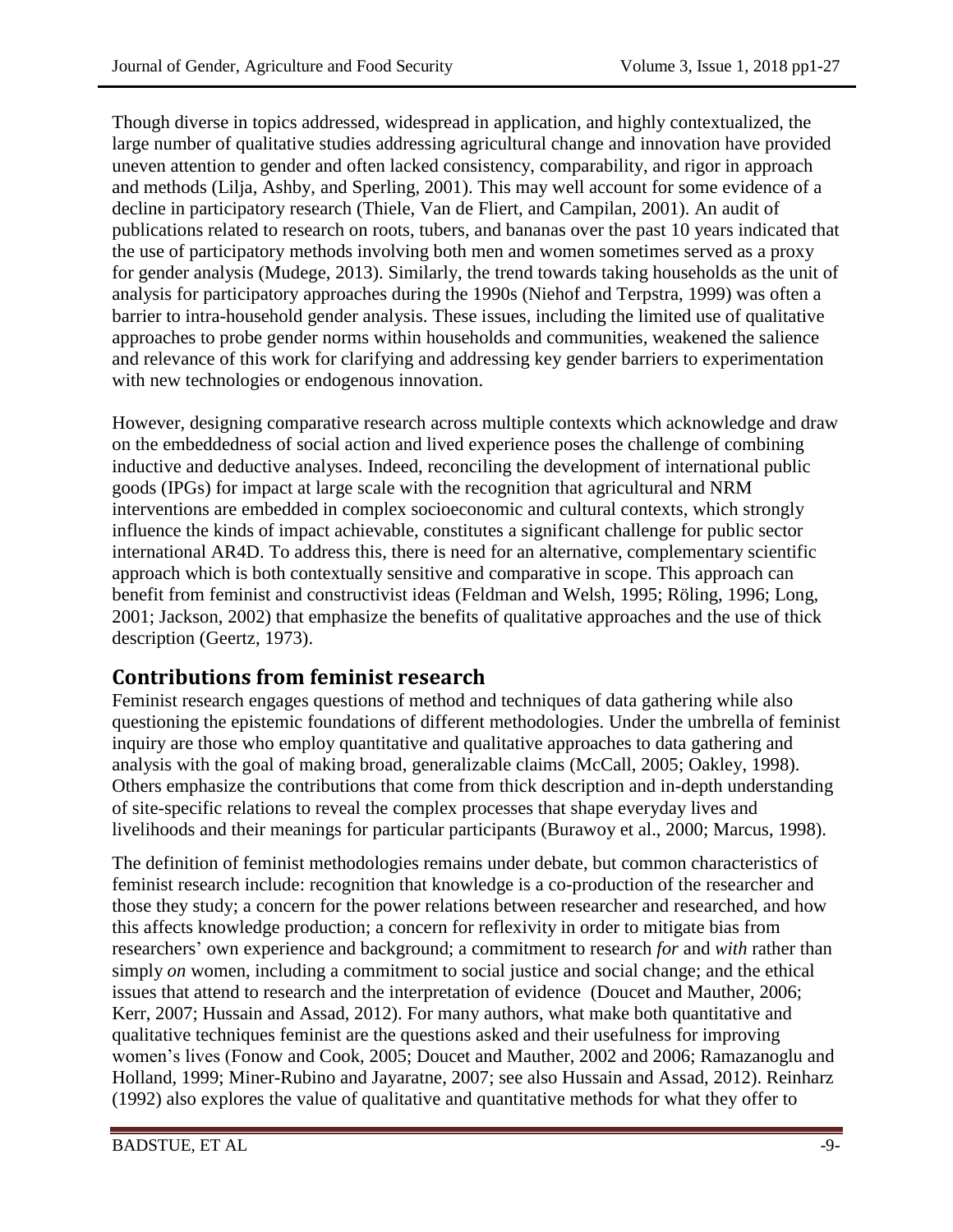Though diverse in topics addressed, widespread in application, and highly contextualized, the large number of qualitative studies addressing agricultural change and innovation have provided uneven attention to gender and often lacked consistency, comparability, and rigor in approach and methods (Lilja, Ashby, and Sperling, 2001). This may well account for some evidence of a decline in participatory research (Thiele, Van de Fliert, and Campilan, 2001). An audit of publications related to research on roots, tubers, and bananas over the past 10 years indicated that the use of participatory methods involving both men and women sometimes served as a proxy for gender analysis (Mudege, 2013). Similarly, the trend towards taking households as the unit of analysis for participatory approaches during the 1990s (Niehof and Terpstra, 1999) was often a barrier to intra-household gender analysis. These issues, including the limited use of qualitative approaches to probe gender norms within households and communities, weakened the salience and relevance of this work for clarifying and addressing key gender barriers to experimentation with new technologies or endogenous innovation.

However, designing comparative research across multiple contexts which acknowledge and draw on the embeddedness of social action and lived experience poses the challenge of combining inductive and deductive analyses. Indeed, reconciling the development of international public goods (IPGs) for impact at large scale with the recognition that agricultural and NRM interventions are embedded in complex socioeconomic and cultural contexts, which strongly influence the kinds of impact achievable, constitutes a significant challenge for public sector international AR4D. To address this, there is need for an alternative, complementary scientific approach which is both contextually sensitive and comparative in scope. This approach can benefit from feminist and constructivist ideas (Feldman and Welsh, 1995; Röling, 1996; Long, 2001; Jackson, 2002) that emphasize the benefits of qualitative approaches and the use of thick description (Geertz, 1973).

## Contributions from feminist research

Feminist research engages questions of method and techniques of data gathering while also questioning the epistemic foundations of different methodologies. Under the umbrella of feminist inquiry are those who employ quantitative and qualitative approaches to data gathering and analysis with the goal of making broad, generalizable claims (McCall, 2005; Oakley, 1998). Others emphasize the contributions that come from thick description and in-depth understanding of site-specific relations to reveal the complex processes that shape everyday lives and livelihoods and their meanings for particular participants (Burawoy et al., 2000; Marcus, 1998).

The definition of feminist methodologies remains under debate, but common characteristics of feminist research include: recognition that knowledge is a co-production of the researcher and those they study; a concern for the power relations between researcher and researched, and how this affects knowledge production; a concern for reflexivity in order to mitigate bias from researchers' own experience and background; a commitment to research *for* and *with* rather than simply *on* women, including a commitment to social justice and social change; and the ethical issues that attend to research and the interpretation of evidence (Doucet and Mauther, 2006; Kerr, 2007; Hussain and Assad, 2012). For many authors, what make both quantitative and qualitative techniques feminist are the questions asked and their usefulness for improving women's lives (Fonow and Cook, 2005; Doucet and Mauther, 2002 and 2006; Ramazanoglu and Holland, 1999; Miner-Rubino and Jayaratne, 2007; see also Hussain and Assad, 2012). Reinharz (1992) also explores the value of qualitative and quantitative methods for what they offer to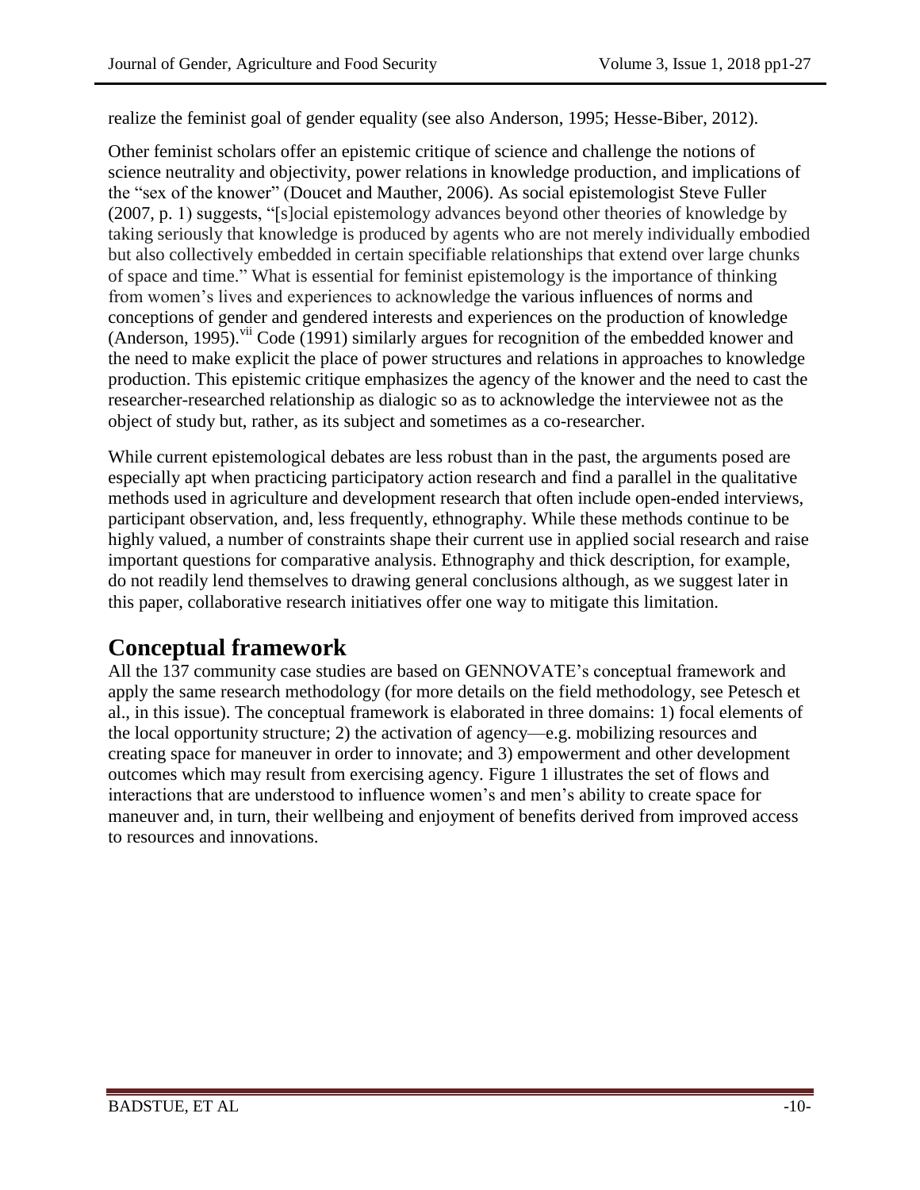realize the feminist goal of gender equality (see also Anderson, 1995; Hesse-Biber, 2012).

Other feminist scholars offer an epistemic critique of science and challenge the notions of science neutrality and objectivity, power relations in knowledge production, and implications of the "sex of the knower" (Doucet and Mauther, 2006). As social epistemologist Steve Fuller (2007, p. 1) suggests, "[s]ocial epistemology advances beyond other theories of knowledge by taking seriously that knowledge is produced by agents who are not merely individually embodied but also collectively embedded in certain specifiable relationships that extend over large chunks of space and time." What is essential for feminist epistemology is the importance of thinking from women's lives and experiences to acknowledge the various influences of norms and conceptions of gender and gendered interests and experiences on the production of knowledge (Anderson, 1995).[vii] Code (1991) similarly argues for recognition of the embedded knower and the need to make explicit the place of power structures and relations in approaches to knowledge production. This epistemic critique emphasizes the agency of the knower and the need to cast the researcher-researched relationship as dialogic so as to acknowledge the interviewee not as the object of study but, rather, as its subject and sometimes as a co-researcher.

While current epistemological debates are less robust than in the past, the arguments posed are especially apt when practicing participatory action research and find a parallel in the qualitative methods used in agriculture and development research that often include open-ended interviews, participant observation, and, less frequently, ethnography. While these methods continue to be highly valued, a number of constraints shape their current use in applied social research and raise important questions for comparative analysis. Ethnography and thick description, for example, do not readily lend themselves to drawing general conclusions although, as we suggest later in this paper, collaborative research initiatives offer one way to mitigate this limitation.

# Conceptual framework

All the 137 community case studies are based on GENNOVATE's conceptual framework and apply the same research methodology (for more details on the field methodology, see Petesch et al., in this issue). The conceptual framework is elaborated in three domains: 1) focal elements of the local opportunity structure; 2) the activation of agency—e.g. mobilizing resources and creating space for maneuver in order to innovate; and 3) empowerment and other development outcomes which may result from exercising agency. Figure 1 illustrates the set of flows and interactions that are understood to influence women's and men's ability to create space for maneuver and, in turn, their wellbeing and enjoyment of benefits derived from improved access to resources and innovations.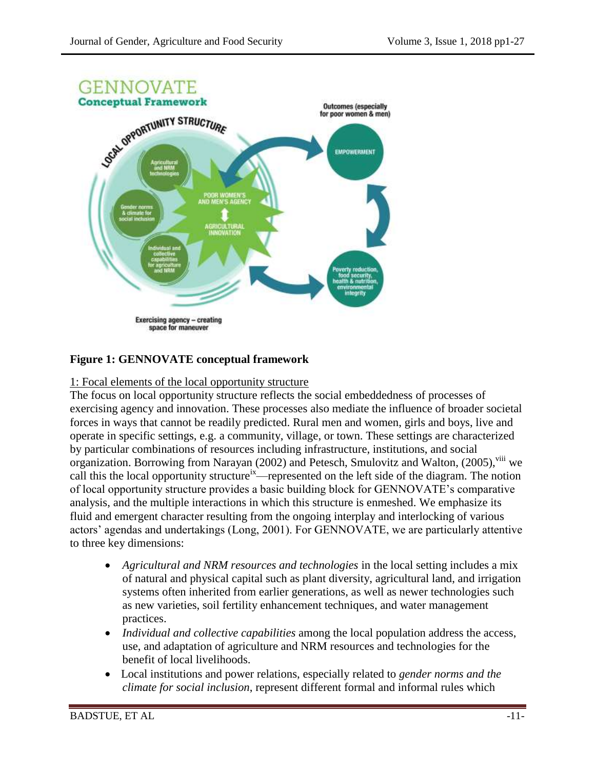**Figure 1: GENNOVATE conceptual framework**

1: Focal elements of the local opportunity structure

The focus on local opportunity structure reflects the social embeddedness of processes of exercising agency and innovation. These processes also mediate the influence of broader societal forces in ways that cannot be readily predicted. Rural men and women, girls and boys, live and operate in specific settings, e.g. a community, village, or town. These settings are characterized by particular combinations of resources including infrastructure, institutions, and social organization. Borrowing from Narayan (2002) and Petesch, Smulovitz and Walton, (2005),[viii] we call this the local opportunity structure[ix]—represented on the left side of the diagram. The notion of local opportunity structure provides a basic building block for GENNOVATE's comparative analysis, and the multiple interactions in which this structure is enmeshed. We emphasize its fluid and emergent character resulting from the ongoing interplay and interlocking of various actors' agendas and undertakings (Long, 2001). For GENNOVATE, we are particularly attentive to three key dimensions:

- *Agricultural and NRM resources and technologies* in the local setting includes a mix of natural and physical capital such as plant diversity, agricultural land, and irrigation systems often inherited from earlier generations, as well as newer technologies such as new varieties, soil fertility enhancement techniques, and water management practices.
- *Individual and collective capabilities* among the local population address the access, use, and adaptation of agriculture and NRM resources and technologies for the benefit of local livelihoods.
- Local institutions and power relations, especially related to *gender norms and the climate for social inclusion*, represent different formal and informal rules which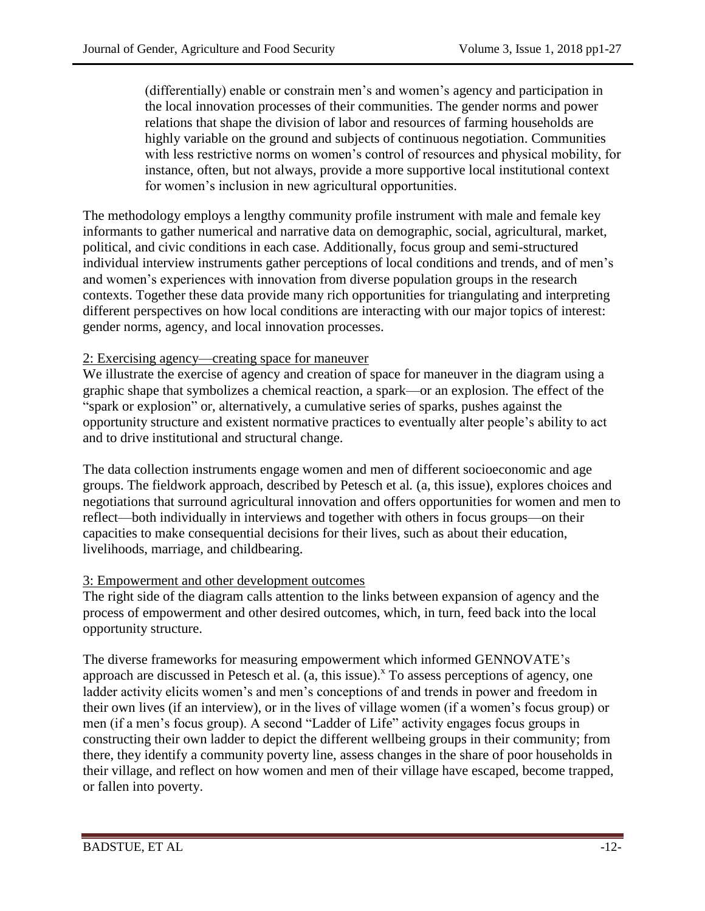> (differentially) enable or constrain men's and women's agency and participation in the local innovation processes of their communities. The gender norms and power relations that shape the division of labor and resources of farming households are highly variable on the ground and subjects of continuous negotiation. Communities with less restrictive norms on women's control of resources and physical mobility, for instance, often, but not always, provide a more supportive local institutional context for women's inclusion in new agricultural opportunities.

The methodology employs a lengthy community profile instrument with male and female key informants to gather numerical and narrative data on demographic, social, agricultural, market, political, and civic conditions in each case. Additionally, focus group and semi-structured individual interview instruments gather perceptions of local conditions and trends, and of men's and women's experiences with innovation from diverse population groups in the research contexts. Together these data provide many rich opportunities for triangulating and interpreting different perspectives on how local conditions are interacting with our major topics of interest: gender norms, agency, and local innovation processes.

<u>2: Exercising agency—creating space for maneuver</u>

We illustrate the exercise of agency and creation of space for maneuver in the diagram using a graphic shape that symbolizes a chemical reaction, a spark—or an explosion. The effect of the "spark or explosion" or, alternatively, a cumulative series of sparks, pushes against the opportunity structure and existent normative practices to eventually alter people's ability to act and to drive institutional and structural change.

The data collection instruments engage women and men of different socioeconomic and age groups. The fieldwork approach, described by Petesch et al*.* (a, this issue), explores choices and negotiations that surround agricultural innovation and offers opportunities for women and men to reflect—both individually in interviews and together with others in focus groups—on their capacities to make consequential decisions for their lives, such as about their education, livelihoods, marriage, and childbearing.

<u>3: Empowerment and other development outcomes</u>

The right side of the diagram calls attention to the links between expansion of agency and the process of empowerment and other desired outcomes, which, in turn, feed back into the local opportunity structure.

The diverse frameworks for measuring empowerment which informed GENNOVATE's approach are discussed in Petesch et al. (a, this issue).[x] To assess perceptions of agency, one ladder activity elicits women's and men's conceptions of and trends in power and freedom in their own lives (if an interview), or in the lives of village women (if a women's focus group) or men (if a men's focus group). A second "Ladder of Life" activity engages focus groups in constructing their own ladder to depict the different wellbeing groups in their community; from there, they identify a community poverty line, assess changes in the share of poor households in their village, and reflect on how women and men of their village have escaped, become trapped, or fallen into poverty.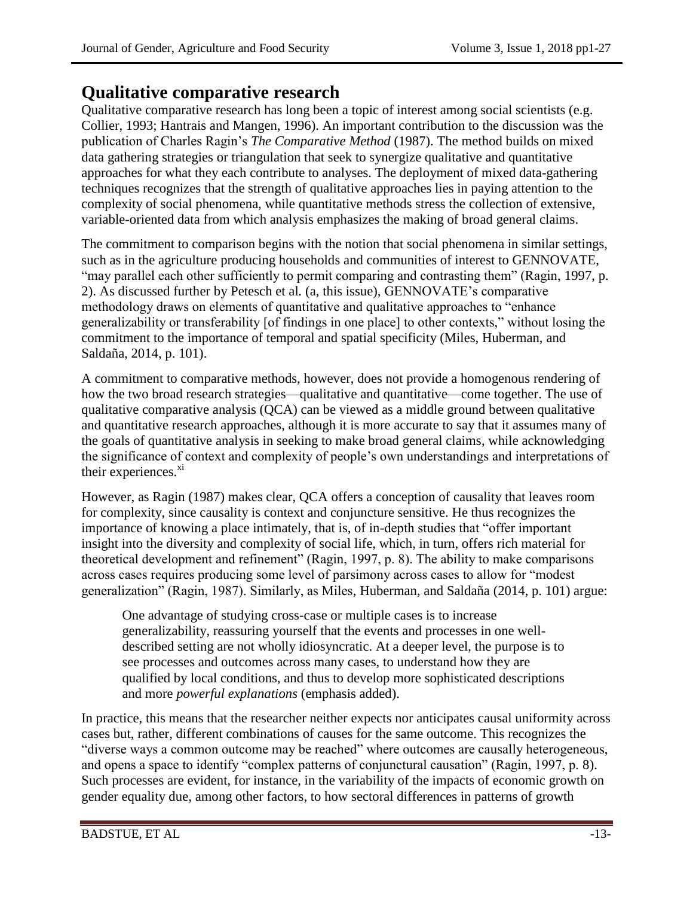## Qualitative comparative research

Qualitative comparative research has long been a topic of interest among social scientists (e.g. Collier, 1993; Hantrais and Mangen, 1996). An important contribution to the discussion was the publication of Charles Ragin's *The Comparative Method* (1987). The method builds on mixed data gathering strategies or triangulation that seek to synergize qualitative and quantitative approaches for what they each contribute to analyses. The deployment of mixed data-gathering techniques recognizes that the strength of qualitative approaches lies in paying attention to the complexity of social phenomena, while quantitative methods stress the collection of extensive, variable-oriented data from which analysis emphasizes the making of broad general claims.

The commitment to comparison begins with the notion that social phenomena in similar settings, such as in the agriculture producing households and communities of interest to GENNOVATE, "may parallel each other sufficiently to permit comparing and contrasting them" (Ragin, 1997, p. 2). As discussed further by Petesch et al. (a, this issue), GENNOVATE's comparative methodology draws on elements of quantitative and qualitative approaches to "enhance generalizability or transferability [of findings in one place] to other contexts," without losing the commitment to the importance of temporal and spatial specificity (Miles, Huberman, and Saldaña, 2014, p. 101).

A commitment to comparative methods, however, does not provide a homogenous rendering of how the two broad research strategies—qualitative and quantitative—come together. The use of qualitative comparative analysis (QCA) can be viewed as a middle ground between qualitative and quantitative research approaches, although it is more accurate to say that it assumes many of the goals of quantitative analysis in seeking to make broad general claims, while acknowledging the significance of context and complexity of people's own understandings and interpretations of their experiences.[xi]

However, as Ragin (1987) makes clear, QCA offers a conception of causality that leaves room for complexity, since causality is context and conjuncture sensitive. He thus recognizes the importance of knowing a place intimately, that is, of in-depth studies that "offer important insight into the diversity and complexity of social life, which, in turn, offers rich material for theoretical development and refinement" (Ragin, 1997, p. 8). The ability to make comparisons across cases requires producing some level of parsimony across cases to allow for "modest generalization" (Ragin, 1987). Similarly, as Miles, Huberman, and Saldaña (2014, p. 101) argue:

> One advantage of studying cross-case or multiple cases is to increase generalizability, reassuring yourself that the events and processes in one well-described setting are not wholly idiosyncratic. At a deeper level, the purpose is to see processes and outcomes across many cases, to understand how they are qualified by local conditions, and thus to develop more sophisticated descriptions and more *powerful explanations* (emphasis added).

In practice, this means that the researcher neither expects nor anticipates causal uniformity across cases but, rather, different combinations of causes for the same outcome. This recognizes the "diverse ways a common outcome may be reached" where outcomes are causally heterogeneous, and opens a space to identify "complex patterns of conjunctural causation" (Ragin, 1997, p. 8). Such processes are evident, for instance, in the variability of the impacts of economic growth on gender equality due, among other factors, to how sectoral differences in patterns of growth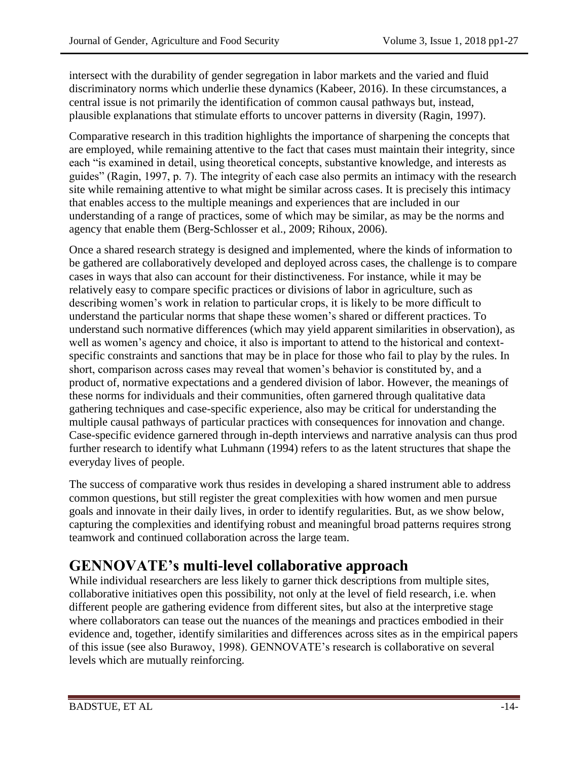intersect with the durability of gender segregation in labor markets and the varied and fluid discriminatory norms which underlie these dynamics (Kabeer, 2016). In these circumstances, a central issue is not primarily the identification of common causal pathways but, instead, plausible explanations that stimulate efforts to uncover patterns in diversity (Ragin, 1997).

Comparative research in this tradition highlights the importance of sharpening the concepts that are employed, while remaining attentive to the fact that cases must maintain their integrity, since each "is examined in detail, using theoretical concepts, substantive knowledge, and interests as guides" (Ragin, 1997, p. 7). The integrity of each case also permits an intimacy with the research site while remaining attentive to what might be similar across cases. It is precisely this intimacy that enables access to the multiple meanings and experiences that are included in our understanding of a range of practices, some of which may be similar, as may be the norms and agency that enable them (Berg-Schlosser et al., 2009; Rihoux, 2006).

Once a shared research strategy is designed and implemented, where the kinds of information to be gathered are collaboratively developed and deployed across cases, the challenge is to compare cases in ways that also can account for their distinctiveness. For instance, while it may be relatively easy to compare specific practices or divisions of labor in agriculture, such as describing women's work in relation to particular crops, it is likely to be more difficult to understand the particular norms that shape these women's shared or different practices. To understand such normative differences (which may yield apparent similarities in observation), as well as women's agency and choice, it also is important to attend to the historical and context-specific constraints and sanctions that may be in place for those who fail to play by the rules. In short, comparison across cases may reveal that women's behavior is constituted by, and a product of, normative expectations and a gendered division of labor. However, the meanings of these norms for individuals and their communities, often garnered through qualitative data gathering techniques and case-specific experience, also may be critical for understanding the multiple causal pathways of particular practices with consequences for innovation and change. Case-specific evidence garnered through in-depth interviews and narrative analysis can thus prod further research to identify what Luhmann (1994) refers to as the latent structures that shape the everyday lives of people.

The success of comparative work thus resides in developing a shared instrument able to address common questions, but still register the great complexities with how women and men pursue goals and innovate in their daily lives, in order to identify regularities. But, as we show below, capturing the complexities and identifying robust and meaningful broad patterns requires strong teamwork and continued collaboration across the large team.

# GENNOVATE's multi-level collaborative approach

While individual researchers are less likely to garner thick descriptions from multiple sites, collaborative initiatives open this possibility, not only at the level of field research, i.e. when different people are gathering evidence from different sites, but also at the interpretive stage where collaborators can tease out the nuances of the meanings and practices embodied in their evidence and, together, identify similarities and differences across sites as in the empirical papers of this issue (see also Burawoy, 1998). GENNOVATE's research is collaborative on several levels which are mutually reinforcing.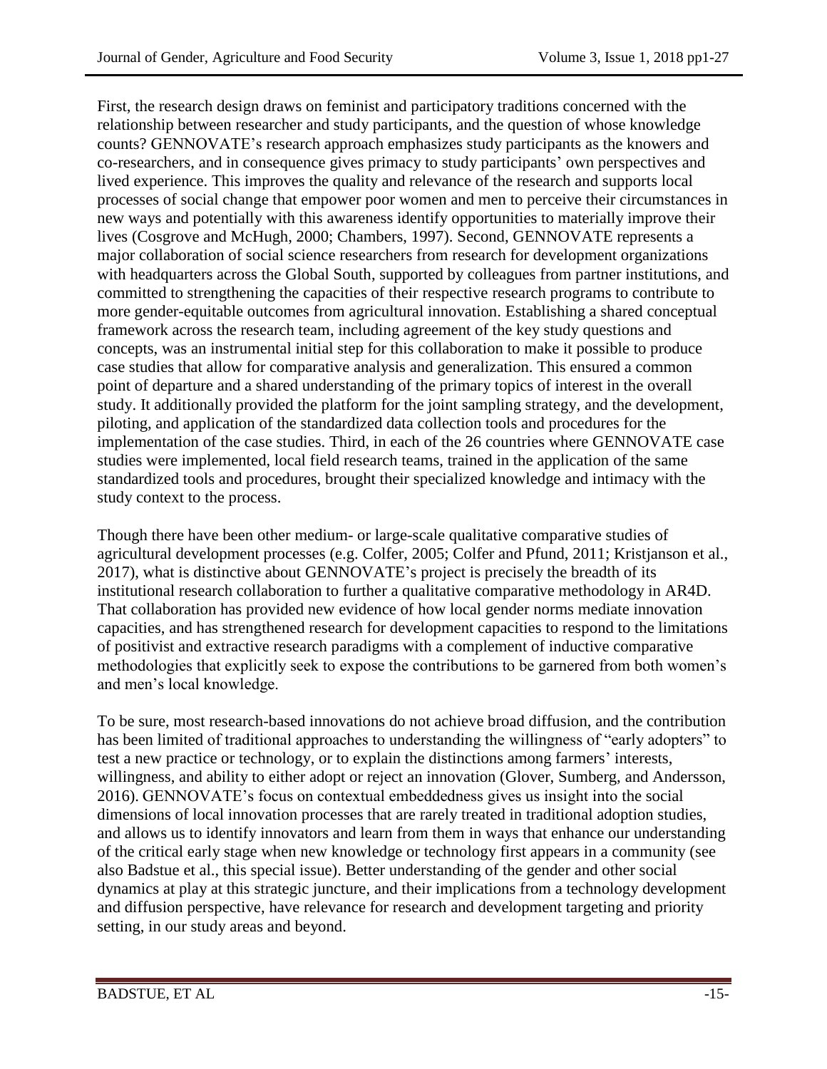First, the research design draws on feminist and participatory traditions concerned with the relationship between researcher and study participants, and the question of whose knowledge counts? GENNOVATE's research approach emphasizes study participants as the knowers and co-researchers, and in consequence gives primacy to study participants' own perspectives and lived experience. This improves the quality and relevance of the research and supports local processes of social change that empower poor women and men to perceive their circumstances in new ways and potentially with this awareness identify opportunities to materially improve their lives (Cosgrove and McHugh, 2000; Chambers, 1997). Second, GENNOVATE represents a major collaboration of social science researchers from research for development organizations with headquarters across the Global South, supported by colleagues from partner institutions, and committed to strengthening the capacities of their respective research programs to contribute to more gender-equitable outcomes from agricultural innovation. Establishing a shared conceptual framework across the research team, including agreement of the key study questions and concepts, was an instrumental initial step for this collaboration to make it possible to produce case studies that allow for comparative analysis and generalization. This ensured a common point of departure and a shared understanding of the primary topics of interest in the overall study. It additionally provided the platform for the joint sampling strategy, and the development, piloting, and application of the standardized data collection tools and procedures for the implementation of the case studies. Third, in each of the 26 countries where GENNOVATE case studies were implemented, local field research teams, trained in the application of the same standardized tools and procedures, brought their specialized knowledge and intimacy with the study context to the process.

Though there have been other medium- or large-scale qualitative comparative studies of agricultural development processes (e.g. Colfer, 2005; Colfer and Pfund, 2011; Kristjanson et al., 2017), what is distinctive about GENNOVATE's project is precisely the breadth of its institutional research collaboration to further a qualitative comparative methodology in AR4D. That collaboration has provided new evidence of how local gender norms mediate innovation capacities, and has strengthened research for development capacities to respond to the limitations of positivist and extractive research paradigms with a complement of inductive comparative methodologies that explicitly seek to expose the contributions to be garnered from both women's and men's local knowledge.

To be sure, most research-based innovations do not achieve broad diffusion, and the contribution has been limited of traditional approaches to understanding the willingness of "early adopters" to test a new practice or technology, or to explain the distinctions among farmers' interests, willingness, and ability to either adopt or reject an innovation (Glover, Sumberg, and Andersson, 2016). GENNOVATE's focus on contextual embeddedness gives us insight into the social dimensions of local innovation processes that are rarely treated in traditional adoption studies, and allows us to identify innovators and learn from them in ways that enhance our understanding of the critical early stage when new knowledge or technology first appears in a community (see also Badstue et al., this special issue). Better understanding of the gender and other social dynamics at play at this strategic juncture, and their implications from a technology development and diffusion perspective, have relevance for research and development targeting and priority setting, in our study areas and beyond.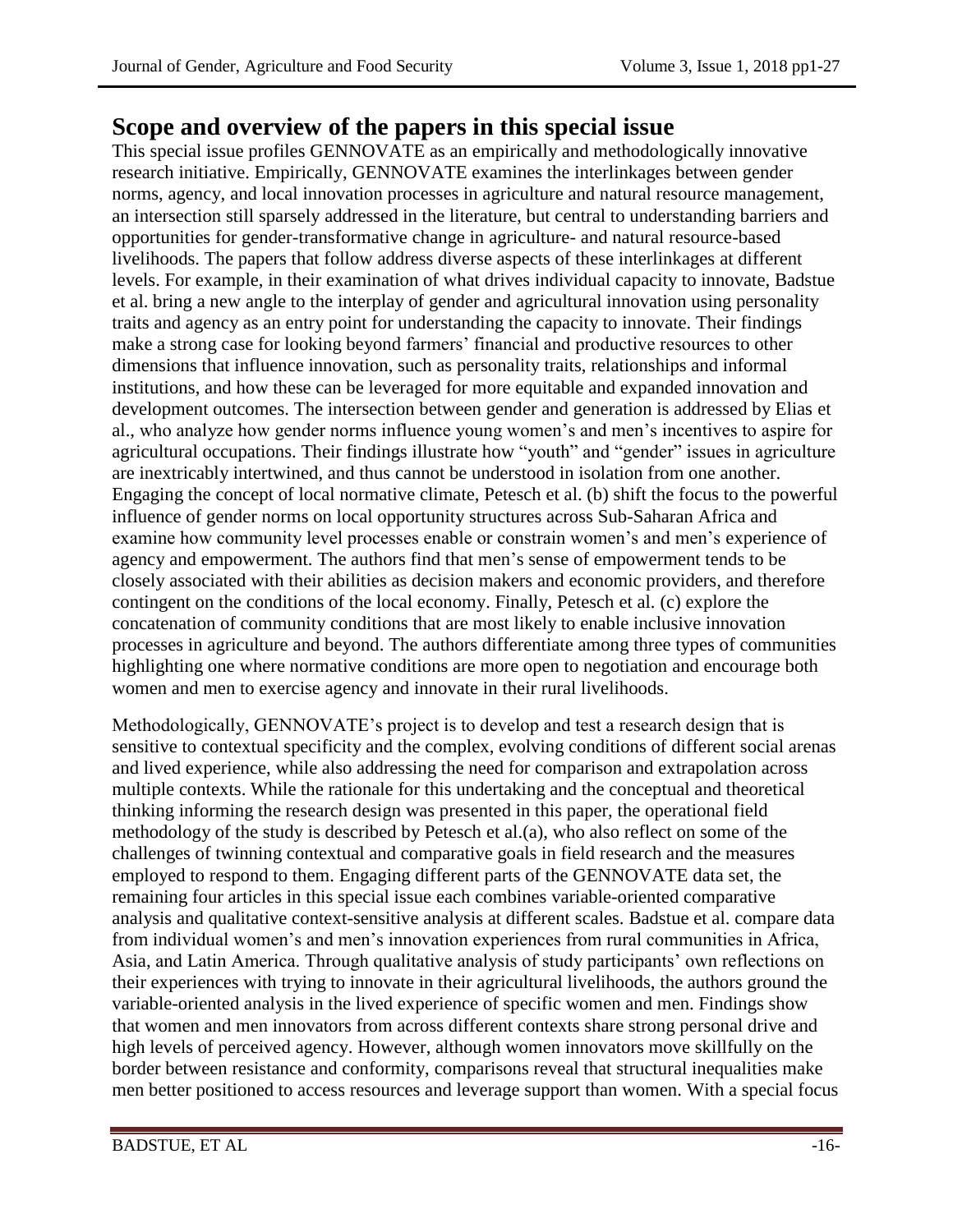## Scope and overview of the papers in this special issue

This special issue profiles GENNOVATE as an empirically and methodologically innovative research initiative. Empirically, GENNOVATE examines the interlinkages between gender norms, agency, and local innovation processes in agriculture and natural resource management, an intersection still sparsely addressed in the literature, but central to understanding barriers and opportunities for gender-transformative change in agriculture- and natural resource-based livelihoods. The papers that follow address diverse aspects of these interlinkages at different levels. For example, in their examination of what drives individual capacity to innovate, Badstue et al. bring a new angle to the interplay of gender and agricultural innovation using personality traits and agency as an entry point for understanding the capacity to innovate. Their findings make a strong case for looking beyond farmers' financial and productive resources to other dimensions that influence innovation, such as personality traits, relationships and informal institutions, and how these can be leveraged for more equitable and expanded innovation and development outcomes. The intersection between gender and generation is addressed by Elias et al., who analyze how gender norms influence young women's and men's incentives to aspire for agricultural occupations. Their findings illustrate how "youth" and "gender" issues in agriculture are inextricably intertwined, and thus cannot be understood in isolation from one another. Engaging the concept of local normative climate, Petesch et al. (b) shift the focus to the powerful influence of gender norms on local opportunity structures across Sub-Saharan Africa and examine how community level processes enable or constrain women's and men's experience of agency and empowerment. The authors find that men's sense of empowerment tends to be closely associated with their abilities as decision makers and economic providers, and therefore contingent on the conditions of the local economy. Finally, Petesch et al. (c) explore the concatenation of community conditions that are most likely to enable inclusive innovation processes in agriculture and beyond. The authors differentiate among three types of communities highlighting one where normative conditions are more open to negotiation and encourage both women and men to exercise agency and innovate in their rural livelihoods.

Methodologically, GENNOVATE's project is to develop and test a research design that is sensitive to contextual specificity and the complex, evolving conditions of different social arenas and lived experience, while also addressing the need for comparison and extrapolation across multiple contexts. While the rationale for this undertaking and the conceptual and theoretical thinking informing the research design was presented in this paper, the operational field methodology of the study is described by Petesch et al.(a), who also reflect on some of the challenges of twinning contextual and comparative goals in field research and the measures employed to respond to them. Engaging different parts of the GENNOVATE data set, the remaining four articles in this special issue each combines variable-oriented comparative analysis and qualitative context-sensitive analysis at different scales. Badstue et al. compare data from individual women's and men's innovation experiences from rural communities in Africa, Asia, and Latin America. Through qualitative analysis of study participants' own reflections on their experiences with trying to innovate in their agricultural livelihoods, the authors ground the variable-oriented analysis in the lived experience of specific women and men. Findings show that women and men innovators from across different contexts share strong personal drive and high levels of perceived agency. However, although women innovators move skillfully on the border between resistance and conformity, comparisons reveal that structural inequalities make men better positioned to access resources and leverage support than women. With a special focus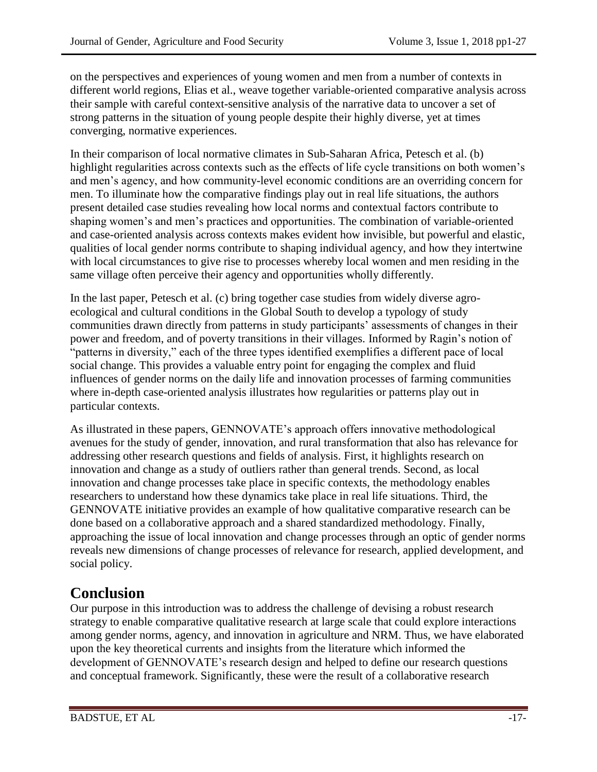on the perspectives and experiences of young women and men from a number of contexts in different world regions, Elias et al., weave together variable-oriented comparative analysis across their sample with careful context-sensitive analysis of the narrative data to uncover a set of strong patterns in the situation of young people despite their highly diverse, yet at times converging, normative experiences.

In their comparison of local normative climates in Sub-Saharan Africa, Petesch et al. (b) highlight regularities across contexts such as the effects of life cycle transitions on both women's and men's agency, and how community-level economic conditions are an overriding concern for men. To illuminate how the comparative findings play out in real life situations, the authors present detailed case studies revealing how local norms and contextual factors contribute to shaping women's and men's practices and opportunities. The combination of variable-oriented and case-oriented analysis across contexts makes evident how invisible, but powerful and elastic, qualities of local gender norms contribute to shaping individual agency, and how they intertwine with local circumstances to give rise to processes whereby local women and men residing in the same village often perceive their agency and opportunities wholly differently.

In the last paper, Petesch et al. (c) bring together case studies from widely diverse agro-ecological and cultural conditions in the Global South to develop a typology of study communities drawn directly from patterns in study participants' assessments of changes in their power and freedom, and of poverty transitions in their villages. Informed by Ragin's notion of "patterns in diversity," each of the three types identified exemplifies a different pace of local social change. This provides a valuable entry point for engaging the complex and fluid influences of gender norms on the daily life and innovation processes of farming communities where in-depth case-oriented analysis illustrates how regularities or patterns play out in particular contexts.

As illustrated in these papers, GENNOVATE's approach offers innovative methodological avenues for the study of gender, innovation, and rural transformation that also has relevance for addressing other research questions and fields of analysis. First, it highlights research on innovation and change as a study of outliers rather than general trends. Second, as local innovation and change processes take place in specific contexts, the methodology enables researchers to understand how these dynamics take place in real life situations. Third, the GENNOVATE initiative provides an example of how qualitative comparative research can be done based on a collaborative approach and a shared standardized methodology. Finally, approaching the issue of local innovation and change processes through an optic of gender norms reveals new dimensions of change processes of relevance for research, applied development, and social policy.

# Conclusion

Our purpose in this introduction was to address the challenge of devising a robust research strategy to enable comparative qualitative research at large scale that could explore interactions among gender norms, agency, and innovation in agriculture and NRM. Thus, we have elaborated upon the key theoretical currents and insights from the literature which informed the development of GENNOVATE's research design and helped to define our research questions and conceptual framework. Significantly, these were the result of a collaborative research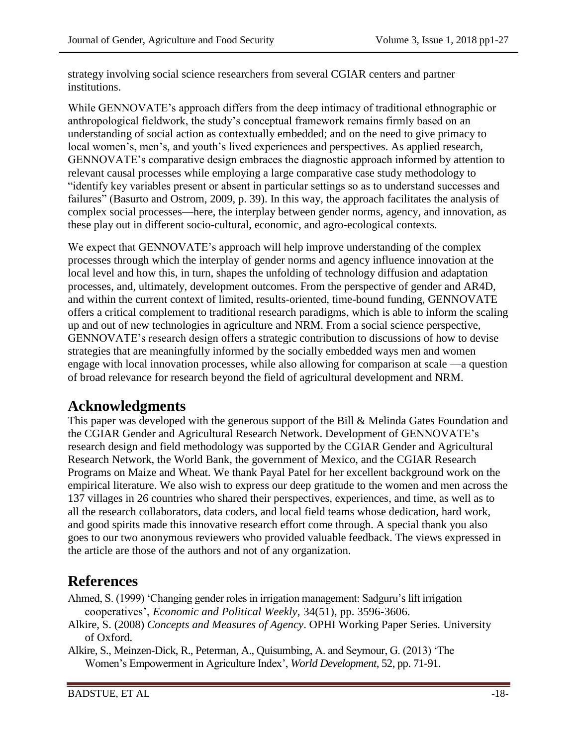strategy involving social science researchers from several CGIAR centers and partner institutions.

While GENNOVATE's approach differs from the deep intimacy of traditional ethnographic or anthropological fieldwork, the study's conceptual framework remains firmly based on an understanding of social action as contextually embedded; and on the need to give primacy to local women's, men's, and youth's lived experiences and perspectives. As applied research, GENNOVATE's comparative design embraces the diagnostic approach informed by attention to relevant causal processes while employing a large comparative case study methodology to "identify key variables present or absent in particular settings so as to understand successes and failures" (Basurto and Ostrom, 2009, p. 39). In this way, the approach facilitates the analysis of complex social processes—here, the interplay between gender norms, agency, and innovation, as these play out in different socio-cultural, economic, and agro-ecological contexts.

We expect that GENNOVATE's approach will help improve understanding of the complex processes through which the interplay of gender norms and agency influence innovation at the local level and how this, in turn, shapes the unfolding of technology diffusion and adaptation processes, and, ultimately, development outcomes. From the perspective of gender and AR4D, and within the current context of limited, results-oriented, time-bound funding, GENNOVATE offers a critical complement to traditional research paradigms, which is able to inform the scaling up and out of new technologies in agriculture and NRM. From a social science perspective, GENNOVATE's research design offers a strategic contribution to discussions of how to devise strategies that are meaningfully informed by the socially embedded ways men and women engage with local innovation processes, while also allowing for comparison at scale —a question of broad relevance for research beyond the field of agricultural development and NRM.

## Acknowledgments

This paper was developed with the generous support of the Bill & Melinda Gates Foundation and the CGIAR Gender and Agricultural Research Network. Development of GENNOVATE's research design and field methodology was supported by the CGIAR Gender and Agricultural Research Network, the World Bank, the government of Mexico, and the CGIAR Research Programs on Maize and Wheat. We thank Payal Patel for her excellent background work on the empirical literature. We also wish to express our deep gratitude to the women and men across the 137 villages in 26 countries who shared their perspectives, experiences, and time, as well as to all the research collaborators, data coders, and local field teams whose dedication, hard work, and good spirits made this innovative research effort come through. A special thank you also goes to our two anonymous reviewers who provided valuable feedback. The views expressed in the article are those of the authors and not of any organization.

## References

Ahmed, S. (1999) 'Changing gender roles in irrigation management: Sadguru's lift irrigation cooperatives', *Economic and Political Weekly,* 34(51), pp. 3596-3606.

Alkire, S. (2008) *Concepts and Measures of Agency*. OPHI Working Paper Series. University of Oxford.

Alkire, S., Meinzen-Dick, R., Peterman, A., Quisumbing, A. and Seymour, G. (2013) 'The Women's Empowerment in Agriculture Index', *World Development,* 52, pp. 71-91.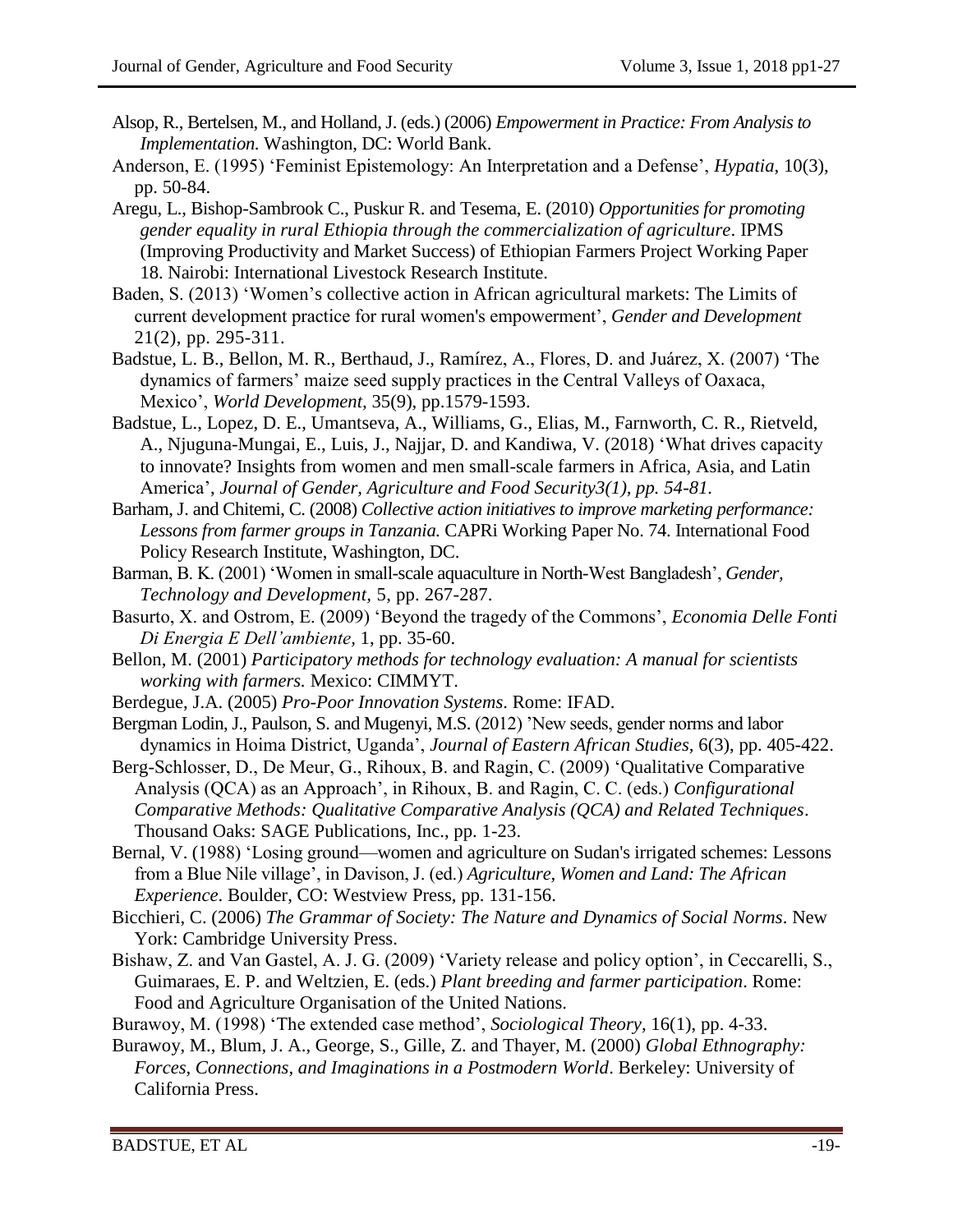Alsop, R., Bertelsen, M., and Holland, J. (eds.) (2006) *Empowerment in Practice: From Analysis to Implementation.* Washington, DC: World Bank.

Anderson, E. (1995) 'Feminist Epistemology: An Interpretation and a Defense', *Hypatia*, 10(3), pp. 50-84.

Aregu, L., Bishop-Sambrook C., Puskur R. and Tesema, E. (2010) *Opportunities for promoting gender equality in rural Ethiopia through the commercialization of agriculture*. IPMS (Improving Productivity and Market Success) of Ethiopian Farmers Project Working Paper 18. Nairobi: International Livestock Research Institute.

Baden, S. (2013) 'Women's collective action in African agricultural markets: The Limits of current development practice for rural women's empowerment', *Gender and Development* 21(2), pp. 295-311.

Badstue, L. B., Bellon, M. R., Berthaud, J., Ramírez, A., Flores, D. and Juárez, X. (2007) 'The dynamics of farmers' maize seed supply practices in the Central Valleys of Oaxaca, Mexico', *World Development,* 35(9), pp.1579-1593.

Badstue, L., Lopez, D. E., Umantseva, A., Williams, G., Elias, M., Farnworth, C. R., Rietveld, A., Njuguna-Mungai, E., Luis, J., Najjar, D. and Kandiwa, V. (2018) 'What drives capacity to innovate? Insights from women and men small-scale farmers in Africa, Asia, and Latin America', *Journal of Gender, Agriculture and Food Security3(1), pp. 54-81.*

Barham, J. and Chitemi, C. (2008) *Collective action initiatives to improve marketing performance: Lessons from farmer groups in Tanzania.* CAPRi Working Paper No. 74. International Food Policy Research Institute, Washington, DC.

Barman, B. K. (2001) 'Women in small-scale aquaculture in North-West Bangladesh', *Gender, Technology and Development,* 5, pp. 267-287.

Basurto, X. and Ostrom, E. (2009) 'Beyond the tragedy of the Commons', *Economia Delle Fonti Di Energia E Dell'ambiente,* 1, pp. 35-60.

Bellon, M. (2001) *Participatory methods for technology evaluation: A manual for scientists working with farmers.* Mexico: CIMMYT.

Berdegue, J.A. (2005) *Pro-Poor Innovation Systems*. Rome: IFAD.

Bergman Lodin, J., Paulson, S. and Mugenyi, M.S. (2012) 'New seeds, gender norms and labor dynamics in Hoima District, Uganda', *Journal of Eastern African Studies,* 6(3), pp. 405-422.

Berg-Schlosser, D., De Meur, G., Rihoux, B. and Ragin, C. (2009) 'Qualitative Comparative Analysis (QCA) as an Approach', in Rihoux, B. and Ragin, C. C. (eds.) *Configurational Comparative Methods: Qualitative Comparative Analysis (QCA) and Related Techniques*. Thousand Oaks: SAGE Publications, Inc., pp. 1-23.

Bernal, V. (1988) 'Losing ground—women and agriculture on Sudan's irrigated schemes: Lessons from a Blue Nile village', in Davison, J. (ed.) *Agriculture, Women and Land: The African Experience*. Boulder, CO: Westview Press, pp. 131-156.

Bicchieri, C. (2006) *The Grammar of Society: The Nature and Dynamics of Social Norms*. New York: Cambridge University Press.

Bishaw, Z. and Van Gastel, A. J. G. (2009) 'Variety release and policy option', in Ceccarelli, S., Guimaraes, E. P. and Weltzien, E. (eds.) *Plant breeding and farmer participation*. Rome: Food and Agriculture Organisation of the United Nations.

Burawoy, M. (1998) 'The extended case method', *Sociological Theory,* 16(1), pp. 4-33.

Burawoy, M., Blum, J. A., George, S., Gille, Z. and Thayer, M. (2000) *Global Ethnography: Forces, Connections, and Imaginations in a Postmodern World*. Berkeley: University of California Press.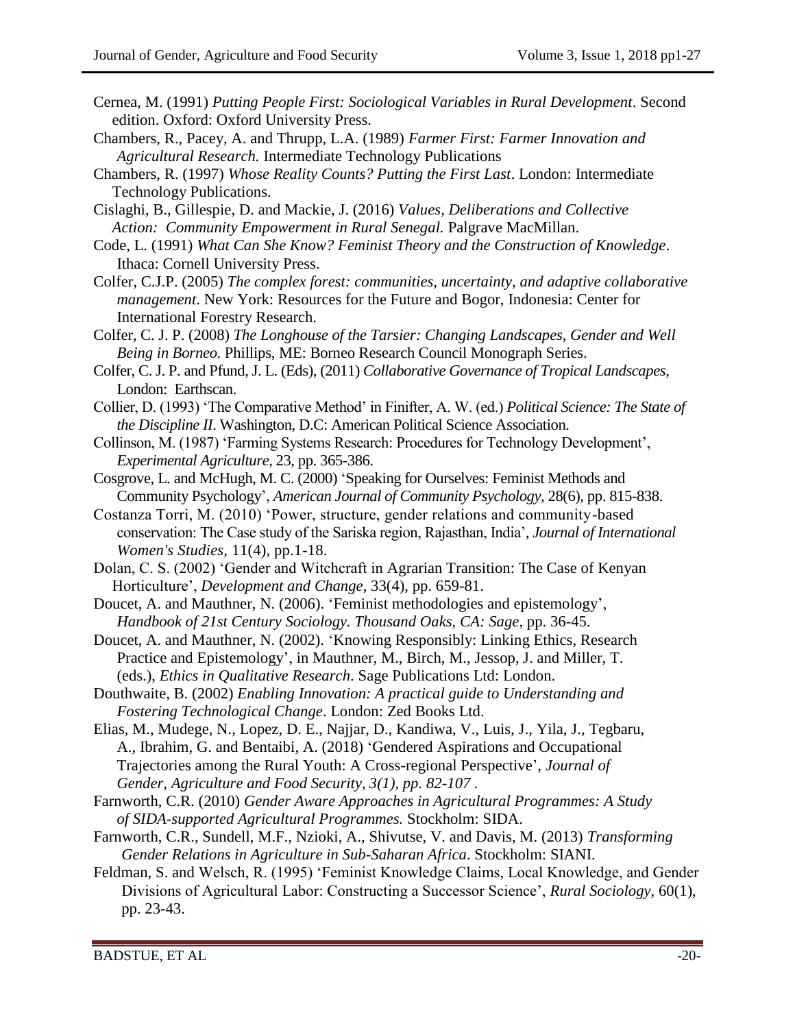Cernea, M. (1991) *Putting People First: Sociological Variables in Rural Development*. Second edition. Oxford: Oxford University Press.

Chambers, R., Pacey, A. and Thrupp, L.A. (1989) *Farmer First: Farmer Innovation and Agricultural Research.* Intermediate Technology Publications

Chambers, R. (1997) *Whose Reality Counts? Putting the First Last*. London: Intermediate Technology Publications.

Cislaghi, B., Gillespie, D. and Mackie, J. (2016) *Values, Deliberations and Collective Action: Community Empowerment in Rural Senegal.* Palgrave MacMillan.

Code, L. (1991) *What Can She Know? Feminist Theory and the Construction of Knowledge*. Ithaca: Cornell University Press.

Colfer, C.J.P. (2005) *The complex forest: communities, uncertainty, and adaptive collaborative management*. New York: Resources for the Future and Bogor, Indonesia: Center for International Forestry Research.

Colfer, C. J. P. (2008) *The Longhouse of the Tarsier: Changing Landscapes, Gender and Well Being in Borneo.* Phillips, ME: Borneo Research Council Monograph Series.

Colfer, C. J. P. and Pfund, J. L. (Eds), (2011) *Collaborative Governance of Tropical Landscapes*, London: Earthscan.

Collier, D. (1993) 'The Comparative Method' in Finifter, A. W. (ed.) *Political Science: The State of the Discipline II*. Washington, D.C: American Political Science Association.

Collinson, M. (1987) 'Farming Systems Research: Procedures for Technology Development', *Experimental Agriculture,* 23, pp. 365-386.

Cosgrove, L. and McHugh, M. C. (2000) 'Speaking for Ourselves: Feminist Methods and Community Psychology', *American Journal of Community Psychology,* 28(6), pp. 815-838.

Costanza Torri, M. (2010) 'Power, structure, gender relations and community-based conservation: The Case study of the Sariska region, Rajasthan, India', *Journal of International Women's Studies,* 11(4), pp.1-18.

Dolan, C. S. (2002) 'Gender and Witchcraft in Agrarian Transition: The Case of Kenyan Horticulture', *Development and Change,* 33(4), pp. 659-81.

Doucet, A. and Mauthner, N. (2006). 'Feminist methodologies and epistemology', *Handbook of 21st Century Sociology. Thousand Oaks, CA: Sage*, pp. 36-45.

Doucet, A. and Mauthner, N. (2002). 'Knowing Responsibly: Linking Ethics, Research Practice and Epistemology', in Mauthner, M., Birch, M., Jessop, J. and Miller, T. (eds.), *Ethics in Qualitative Research*. Sage Publications Ltd: London.

Douthwaite, B. (2002) *Enabling Innovation: A practical guide to Understanding and Fostering Technological Change*. London: Zed Books Ltd.

Elias, M., Mudege, N., Lopez, D. E., Najjar, D., Kandiwa, V., Luis, J., Yila, J., Tegbaru, A., Ibrahim, G. and Bentaibi, A. (2018) 'Gendered Aspirations and Occupational Trajectories among the Rural Youth: A Cross-regional Perspective', *Journal of Gender, Agriculture and Food Security, 3(1), pp. 82-107* .

Farnworth, C.R. (2010) *Gender Aware Approaches in Agricultural Programmes: A Study of SIDA-supported Agricultural Programmes.* Stockholm: SIDA.

Farnworth, C.R., Sundell, M.F., Nzioki, A., Shivutse, V. and Davis, M. (2013) *Transforming Gender Relations in Agriculture in Sub-Saharan Africa*. Stockholm: SIANI.

Feldman, S. and Welsch, R. (1995) 'Feminist Knowledge Claims, Local Knowledge, and Gender Divisions of Agricultural Labor: Constructing a Successor Science', *Rural Sociology*, 60(1), pp. 23-43.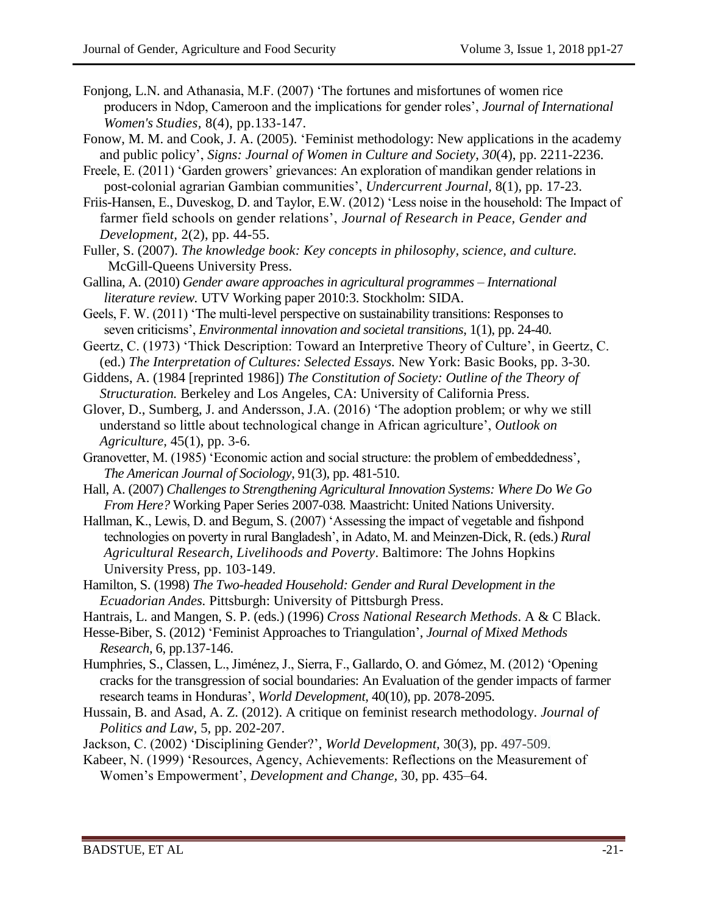Fonjong, L.N. and Athanasia, M.F. (2007) 'The fortunes and misfortunes of women rice producers in Ndop, Cameroon and the implications for gender roles', *Journal of International Women's Studies,* 8(4), pp.133-147.

Fonow, M. M. and Cook, J. A. (2005). 'Feminist methodology: New applications in the academy and public policy', *Signs: Journal of Women in Culture and Society, 30*(4), pp. 2211-2236.

Freele, E. (2011) 'Garden growers' grievances: An exploration of mandikan gender relations in post-colonial agrarian Gambian communities', *Undercurrent Journal,* 8(1), pp. 17-23.

Friis-Hansen, E., Duveskog, D. and Taylor, E.W. (2012) 'Less noise in the household: The Impact of farmer field schools on gender relations', *Journal of Research in Peace, Gender and Development,* 2(2), pp. 44-55.

Fuller, S. (2007). *The knowledge book: Key concepts in philosophy, science, and culture.* McGill-Queens University Press.

Gallina, A. (2010) *Gender aware approaches in agricultural programmes – International literature review.* UTV Working paper 2010:3. Stockholm: SIDA.

Geels, F. W. (2011) 'The multi-level perspective on sustainability transitions: Responses to seven criticisms', *Environmental innovation and societal transitions*, 1(1), pp. 24-40.

Geertz, C. (1973) 'Thick Description: Toward an Interpretive Theory of Culture', in Geertz, C. (ed.) *The Interpretation of Cultures: Selected Essays.* New York: Basic Books, pp. 3-30.

Giddens, A. (1984 [reprinted 1986]) *The Constitution of Society: Outline of the Theory of Structuration.* Berkeley and Los Angeles, CA: University of California Press.

Glover, D., Sumberg, J. and Andersson, J.A. (2016) 'The adoption problem; or why we still understand so little about technological change in African agriculture', *Outlook on Agriculture,* 45(1), pp. 3-6.

Granovetter, M. (1985) 'Economic action and social structure: the problem of embeddedness', *The American Journal of Sociology*, 91(3), pp. 481-510.

Hall, A. (2007) *Challenges to Strengthening Agricultural Innovation Systems: Where Do We Go From Here?* Working Paper Series 2007-038*.* Maastricht: United Nations University.

Hallman, K., Lewis, D. and Begum, S. (2007) 'Assessing the impact of vegetable and fishpond technologies on poverty in rural Bangladesh', in Adato, M. and Meinzen-Dick, R. (eds.) *Rural Agricultural Research, Livelihoods and Poverty*. Baltimore: The Johns Hopkins University Press, pp. 103-149.

Hamilton, S. (1998) *The Two-headed Household: Gender and Rural Development in the Ecuadorian Andes.* Pittsburgh: University of Pittsburgh Press.

Hantrais, L. and Mangen, S. P. (eds.) (1996) *Cross National Research Methods*. A & C Black.

Hesse-Biber, S. (2012) 'Feminist Approaches to Triangulation', *Journal of Mixed Methods Research*, 6, pp.137-146.

Humphries, S., Classen, L., Jiménez, J., Sierra, F., Gallardo, O. and Gómez, M. (2012) 'Opening cracks for the transgression of social boundaries: An Evaluation of the gender impacts of farmer research teams in Honduras', *World Development,* 40(10), pp. 2078-2095.

Hussain, B. and Asad, A. Z. (2012). A critique on feminist research methodology. *Journal of Politics and Law*, 5, pp. 202-207.

Jackson, C. (2002) 'Disciplining Gender?', *World Development,* 30(3), pp. 497-509.

Kabeer, N. (1999) 'Resources, Agency, Achievements: Reflections on the Measurement of Women's Empowerment', *Development and Change,* 30, pp. 435–64.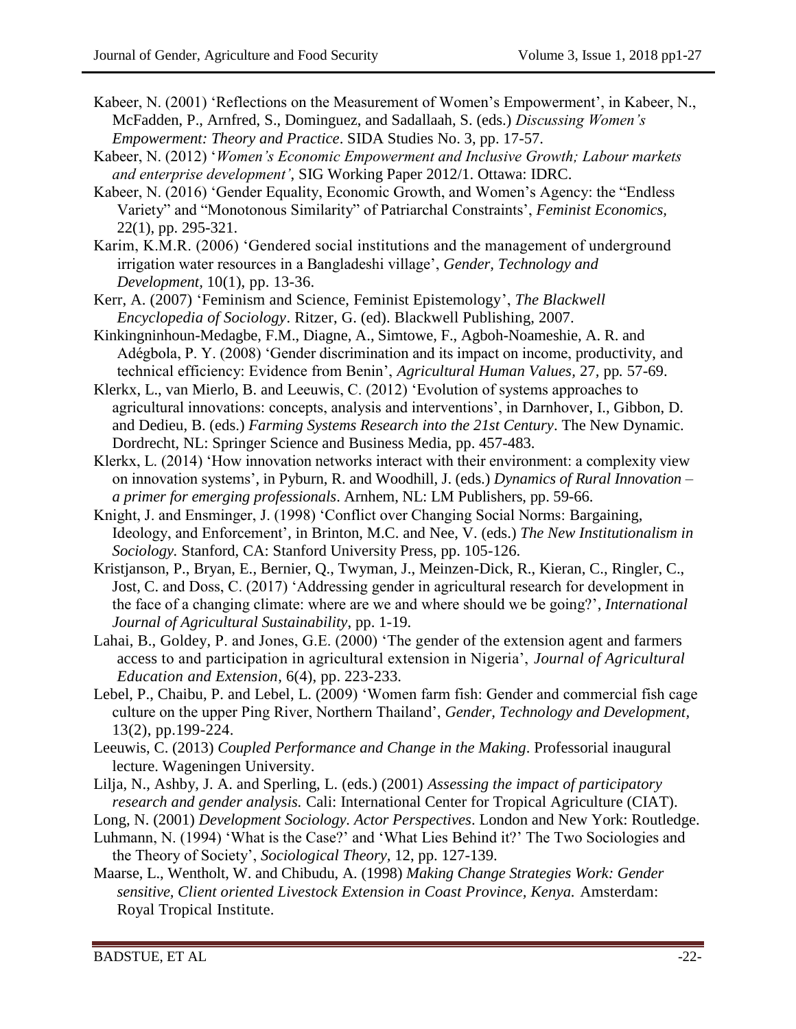Kabeer, N. (2001) 'Reflections on the Measurement of Women's Empowerment', in Kabeer, N., McFadden, P., Arnfred, S., Dominguez, and Sadallaah, S. (eds.) *Discussing Women's Empowerment: Theory and Practice*. SIDA Studies No. 3, pp. 17-57.

Kabeer, N. (2012) '*Women's Economic Empowerment and Inclusive Growth; Labour markets and enterprise development'*, SIG Working Paper 2012/1. Ottawa: IDRC.

Kabeer, N. (2016) 'Gender Equality, Economic Growth, and Women's Agency: the "Endless Variety" and "Monotonous Similarity" of Patriarchal Constraints', *Feminist Economics,* 22(1), pp. 295-321.

Karim, K.M.R. (2006) 'Gendered social institutions and the management of underground irrigation water resources in a Bangladeshi village', *Gender, Technology and Development*, 10(1), pp. 13-36.

Kerr, A. (2007) 'Feminism and Science, Feminist Epistemology', *The Blackwell Encyclopedia of Sociology*. Ritzer, G. (ed). Blackwell Publishing, 2007.

Kinkingninhoun-Medagbe, F.M., Diagne, A., Simtowe, F., Agboh-Noameshie, A. R. and Adégbola, P. Y. (2008) 'Gender discrimination and its impact on income, productivity, and technical efficiency: Evidence from Benin', *Agricultural Human Values*, 27, pp. 57-69.

Klerkx, L., van Mierlo, B. and Leeuwis, C. (2012) 'Evolution of systems approaches to agricultural innovations: concepts, analysis and interventions', in Darnhover, I., Gibbon, D. and Dedieu, B. (eds.) *Farming Systems Research into the 21st Century*. The New Dynamic. Dordrecht, NL: Springer Science and Business Media, pp. 457-483.

Klerkx, L. (2014) 'How innovation networks interact with their environment: a complexity view on innovation systems', in Pyburn, R. and Woodhill, J. (eds.) *Dynamics of Rural Innovation – a primer for emerging professionals*. Arnhem, NL: LM Publishers, pp. 59-66.

Knight, J. and Ensminger, J. (1998) 'Conflict over Changing Social Norms: Bargaining, Ideology, and Enforcement', in Brinton, M.C. and Nee, V. (eds.) *The New Institutionalism in Sociology.* Stanford, CA: Stanford University Press, pp. 105-126.

Kristjanson, P., Bryan, E., Bernier, Q., Twyman, J., Meinzen-Dick, R., Kieran, C., Ringler, C., Jost, C. and Doss, C. (2017) 'Addressing gender in agricultural research for development in the face of a changing climate: where are we and where should we be going?', *International Journal of Agricultural Sustainability*, pp. 1-19.

Lahai, B., Goldey, P. and Jones, G.E. (2000) 'The gender of the extension agent and farmers access to and participation in agricultural extension in Nigeria', *Journal of Agricultural Education and Extension*, 6(4), pp. 223-233.

Lebel, P., Chaibu, P. and Lebel, L. (2009) 'Women farm fish: Gender and commercial fish cage culture on the upper Ping River, Northern Thailand', *Gender, Technology and Development*, 13(2), pp.199-224.

Leeuwis, C. (2013) *Coupled Performance and Change in the Making*. Professorial inaugural lecture. Wageningen University.

Lilja, N., Ashby, J. A. and Sperling, L. (eds.) (2001) *Assessing the impact of participatory research and gender analysis.* Cali: International Center for Tropical Agriculture (CIAT).

Long, N. (2001) *Development Sociology. Actor Perspectives*. London and New York: Routledge.

Luhmann, N. (1994) 'What is the Case?' and 'What Lies Behind it?' The Two Sociologies and the Theory of Society', *Sociological Theory,* 12, pp. 127-139.

Maarse, L., Wentholt, W. and Chibudu, A. (1998) *Making Change Strategies Work: Gender sensitive, Client oriented Livestock Extension in Coast Province, Kenya.* Amsterdam: Royal Tropical Institute.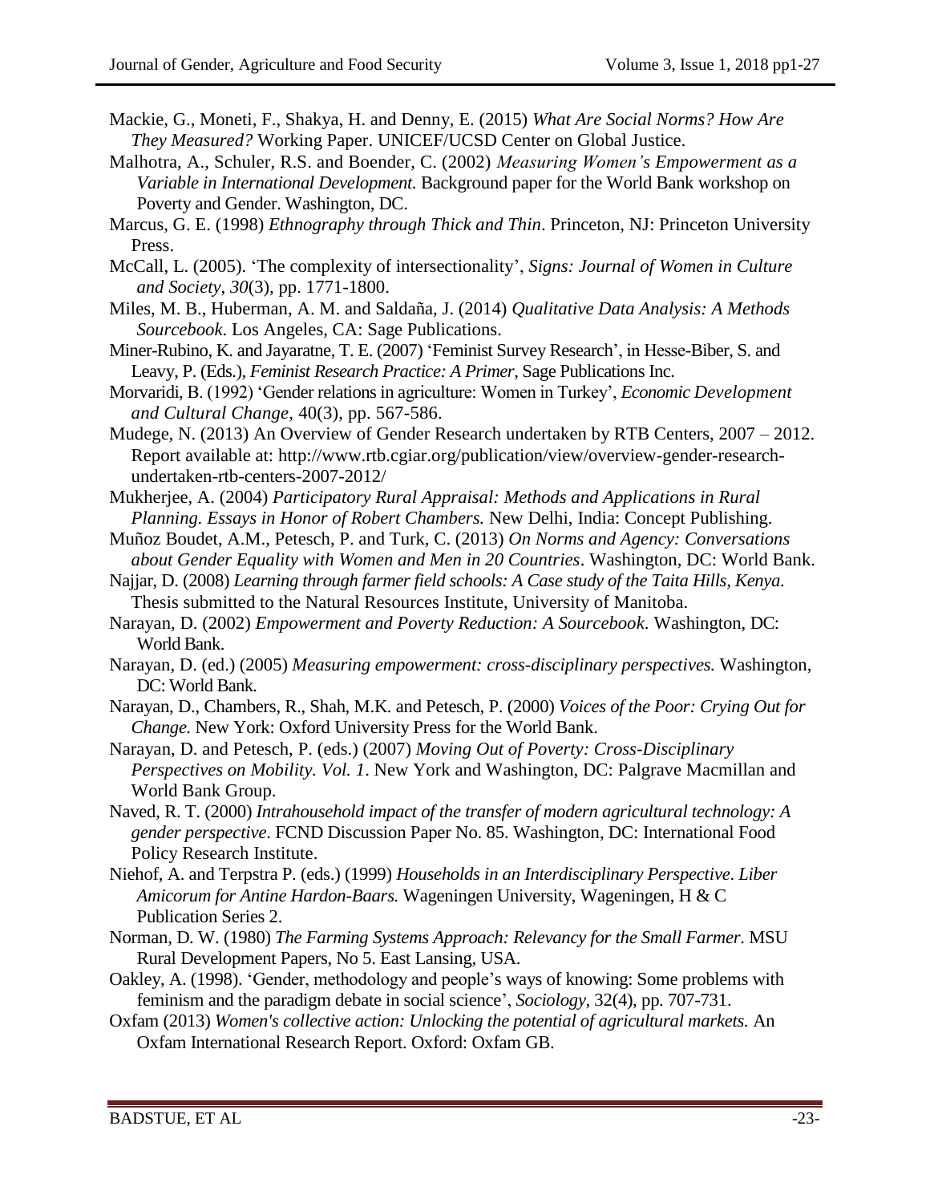Mackie, G., Moneti, F., Shakya, H. and Denny, E. (2015) *What Are Social Norms? How Are They Measured?* Working Paper. UNICEF/UCSD Center on Global Justice.

Malhotra, A., Schuler, R.S. and Boender, C. (2002) *Measuring Women's Empowerment as a Variable in International Development.* Background paper for the World Bank workshop on Poverty and Gender. Washington, DC.

Marcus, G. E. (1998) *Ethnography through Thick and Thin*. Princeton, NJ: Princeton University Press.

McCall, L. (2005). 'The complexity of intersectionality', *Signs: Journal of Women in Culture and Society*, *30*(3), pp. 1771-1800.

Miles, M. B., Huberman, A. M. and Saldaña, J. (2014) *Qualitative Data Analysis: A Methods Sourcebook*. Los Angeles, CA: Sage Publications.

Miner-Rubino, K. and Jayaratne, T. E. (2007) 'Feminist Survey Research', in Hesse-Biber, S. and Leavy, P. (Eds.), *Feminist Research Practice: A Primer*, Sage Publications Inc.

Morvaridi, B. (1992) 'Gender relations in agriculture: Women in Turkey', *Economic Development and Cultural Change,* 40(3), pp. 567-586.

Mudege, N. (2013) An Overview of Gender Research undertaken by RTB Centers, 2007 – 2012. Report available at: http://www.rtb.cgiar.org/publication/view/overview-gender-research-undertaken-rtb-centers-2007-2012/

Mukherjee, A. (2004) *Participatory Rural Appraisal: Methods and Applications in Rural Planning. Essays in Honor of Robert Chambers.* New Delhi, India: Concept Publishing.

Muñoz Boudet, A.M., Petesch, P. and Turk, C. (2013) *On Norms and Agency: Conversations about Gender Equality with Women and Men in 20 Countries*. Washington, DC: World Bank.

Najjar, D. (2008) *Learning through farmer field schools: A Case study of the Taita Hills, Kenya*. Thesis submitted to the Natural Resources Institute, University of Manitoba.

Narayan, D. (2002) *Empowerment and Poverty Reduction: A Sourcebook*. Washington, DC: World Bank.

Narayan, D. (ed.) (2005) *Measuring empowerment: cross-disciplinary perspectives.* Washington, DC: World Bank.

Narayan, D., Chambers, R., Shah, M.K. and Petesch, P. (2000) *Voices of the Poor: Crying Out for Change.* New York: Oxford University Press for the World Bank.

Narayan, D. and Petesch, P. (eds.) (2007) *Moving Out of Poverty: Cross-Disciplinary Perspectives on Mobility. Vol. 1*. New York and Washington, DC: Palgrave Macmillan and World Bank Group.

Naved, R. T. (2000) *Intrahousehold impact of the transfer of modern agricultural technology: A gender perspective*. FCND Discussion Paper No. 85. Washington, DC: International Food Policy Research Institute.

Niehof, A. and Terpstra P. (eds.) (1999) *Households in an Interdisciplinary Perspective*. *Liber Amicorum for Antine Hardon-Baars.* Wageningen University, Wageningen, H & C Publication Series 2.

Norman, D. W. (1980) *The Farming Systems Approach: Relevancy for the Small Farmer*. MSU Rural Development Papers, No 5. East Lansing, USA.

Oakley, A. (1998). 'Gender, methodology and people's ways of knowing: Some problems with feminism and the paradigm debate in social science', *Sociology*, 32(4), pp. 707-731.

Oxfam (2013) *Women's collective action: Unlocking the potential of agricultural markets.* An Oxfam International Research Report. Oxford: Oxfam GB.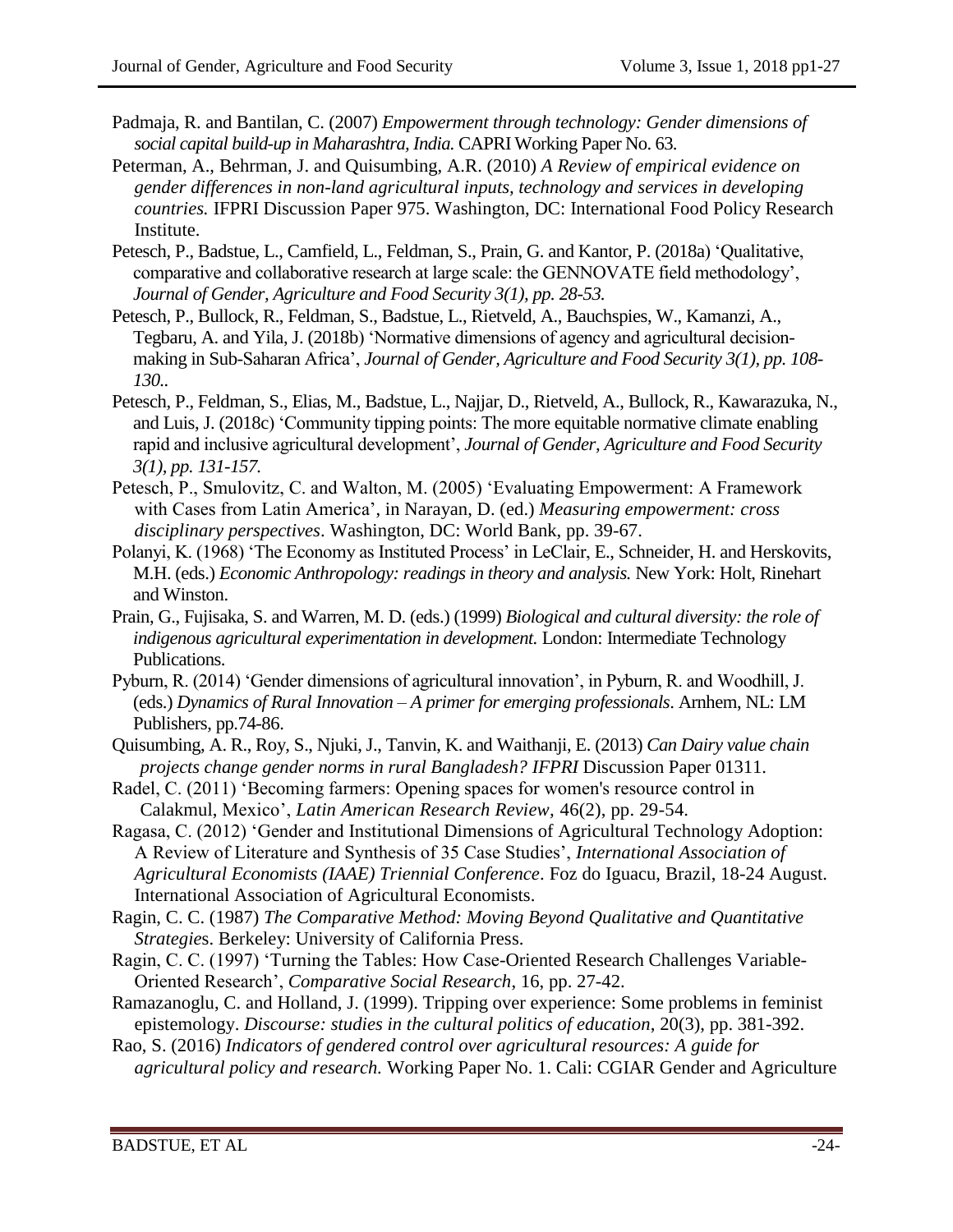Padmaja, R. and Bantilan, C. (2007) *Empowerment through technology: Gender dimensions of social capital build-up in Maharashtra, India.* CAPRI Working Paper No. 63.

Peterman, A., Behrman, J. and Quisumbing, A.R. (2010) *A Review of empirical evidence on gender differences in non-land agricultural inputs, technology and services in developing countries.* IFPRI Discussion Paper 975. Washington, DC: International Food Policy Research Institute.

Petesch, P., Badstue, L., Camfield, L., Feldman, S., Prain, G. and Kantor, P. (2018a) 'Qualitative, comparative and collaborative research at large scale: the GENNOVATE field methodology', *Journal of Gender, Agriculture and Food Security 3(1), pp. 28-53.*

Petesch, P., Bullock, R., Feldman, S., Badstue, L., Rietveld, A., Bauchspies, W., Kamanzi, A., Tegbaru, A. and Yila, J. (2018b) 'Normative dimensions of agency and agricultural decision-making in Sub-Saharan Africa', *Journal of Gender, Agriculture and Food Security 3(1), pp. 108-130..*

Petesch, P., Feldman, S., Elias, M., Badstue, L., Najjar, D., Rietveld, A., Bullock, R., Kawarazuka, N., and Luis, J. (2018c) 'Community tipping points: The more equitable normative climate enabling rapid and inclusive agricultural development', *Journal of Gender, Agriculture and Food Security 3(1), pp. 131-157.*

Petesch, P., Smulovitz, C. and Walton, M. (2005) 'Evaluating Empowerment: A Framework with Cases from Latin America', in Narayan, D. (ed.) *Measuring empowerment: cross disciplinary perspectives*. Washington, DC: World Bank, pp. 39-67.

Polanyi, K. (1968) 'The Economy as Instituted Process' in LeClair, E., Schneider, H. and Herskovits, M.H. (eds.) *Economic Anthropology: readings in theory and analysis.* New York: Holt, Rinehart and Winston.

Prain, G., Fujisaka, S. and Warren, M. D. (eds.) (1999) *Biological and cultural diversity: the role of indigenous agricultural experimentation in development.* London: Intermediate Technology Publications.

Pyburn, R. (2014) 'Gender dimensions of agricultural innovation', in Pyburn, R. and Woodhill, J. (eds.) *Dynamics of Rural Innovation – A primer for emerging professionals*. Arnhem, NL: LM Publishers, pp.74-86.

Quisumbing, A. R., Roy, S., Njuki, J., Tanvin, K. and Waithanji, E. (2013) *Can Dairy value chain projects change gender norms in rural Bangladesh? IFPRI* Discussion Paper 01311.

Radel, C. (2011) 'Becoming farmers: Opening spaces for women's resource control in Calakmul, Mexico', *Latin American Research Review*, 46(2), pp. 29-54.

Ragasa, C. (2012) 'Gender and Institutional Dimensions of Agricultural Technology Adoption: A Review of Literature and Synthesis of 35 Case Studies', *International Association of Agricultural Economists (IAAE) Triennial Conference*. Foz do Iguacu, Brazil, 18-24 August. International Association of Agricultural Economists.

Ragin, C. C. (1987) *The Comparative Method: Moving Beyond Qualitative and Quantitative Strategies*. Berkeley: University of California Press.

Ragin, C. C. (1997) 'Turning the Tables: How Case-Oriented Research Challenges Variable-Oriented Research', *Comparative Social Research*, 16, pp. 27-42.

Ramazanoglu, C. and Holland, J. (1999). Tripping over experience: Some problems in feminist epistemology. *Discourse: studies in the cultural politics of education*, 20(3), pp. 381-392.

Rao, S. (2016) *Indicators of gendered control over agricultural resources: A guide for agricultural policy and research.* Working Paper No. 1. Cali: CGIAR Gender and Agriculture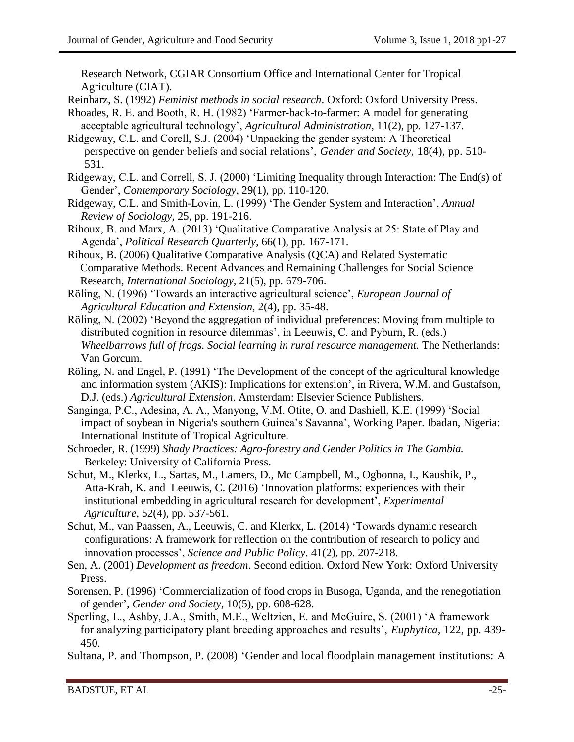Research Network, CGIAR Consortium Office and International Center for Tropical Agriculture (CIAT).

Reinharz, S. (1992) *Feminist methods in social research*. Oxford: Oxford University Press.

Rhoades, R. E. and Booth, R. H. (1982) 'Farmer-back-to-farmer: A model for generating acceptable agricultural technology', *Agricultural Administration*, 11(2), pp. 127-137.

Ridgeway, C.L. and Corell, S.J. (2004) 'Unpacking the gender system: A Theoretical perspective on gender beliefs and social relations', *Gender and Society,* 18(4), pp. 510-531.

Ridgeway, C.L. and Correll, S. J. (2000) 'Limiting Inequality through Interaction: The End(s) of Gender', *Contemporary Sociology*, 29(1), pp. 110-120.

Ridgeway, C.L. and Smith-Lovin, L. (1999) 'The Gender System and Interaction', *Annual Review of Sociology,* 25, pp. 191-216.

Rihoux, B. and Marx, A. (2013) 'Qualitative Comparative Analysis at 25: State of Play and Agenda', *Political Research Quarterly,* 66(1), pp. 167-171.

Rihoux, B. (2006) Qualitative Comparative Analysis (QCA) and Related Systematic Comparative Methods. Recent Advances and Remaining Challenges for Social Science Research, *International Sociology,* 21(5), pp. 679-706.

Röling, N. (1996) 'Towards an interactive agricultural science', *European Journal of Agricultural Education and Extension,* 2(4), pp. 35-48.

Röling, N. (2002) 'Beyond the aggregation of individual preferences: Moving from multiple to distributed cognition in resource dilemmas', in Leeuwis, C. and Pyburn, R. (eds.) *Wheelbarrows full of frogs. Social learning in rural resource management.* The Netherlands: Van Gorcum.

Röling, N. and Engel, P. (1991) 'The Development of the concept of the agricultural knowledge and information system (AKIS): Implications for extension', in Rivera, W.M. and Gustafson, D.J. (eds.) *Agricultural Extension*. Amsterdam: Elsevier Science Publishers.

Sanginga, P.C., Adesina, A. A., Manyong, V.M. Otite, O. and Dashiell, K.E. (1999) 'Social impact of soybean in Nigeria's southern Guinea's Savanna', Working Paper. Ibadan, Nigeria: International Institute of Tropical Agriculture.

Schroeder, R. (1999) *Shady Practices: Agro-forestry and Gender Politics in The Gambia.* Berkeley: University of California Press.

Schut, M., Klerkx, L., Sartas, M., Lamers, D., Mc Campbell, M., Ogbonna, I., Kaushik, P., Atta-Krah, K. and Leeuwis, C. (2016) 'Innovation platforms: experiences with their institutional embedding in agricultural research for development', *Experimental Agriculture*, 52(4), pp. 537-561.

Schut, M., van Paassen, A., Leeuwis, C. and Klerkx, L. (2014) 'Towards dynamic research configurations: A framework for reflection on the contribution of research to policy and innovation processes', *Science and Public Policy*, 41(2), pp. 207-218.

Sen, A. (2001) *Development as freedom*. Second edition. Oxford New York: Oxford University Press.

Sorensen, P. (1996) 'Commercialization of food crops in Busoga, Uganda, and the renegotiation of gender', *Gender and Society,* 10(5), pp. 608-628.

Sperling, L., Ashby, J.A., Smith, M.E., Weltzien, E. and McGuire, S. (2001) 'A framework for analyzing participatory plant breeding approaches and results', *Euphytica,* 122, pp. 439-450.

Sultana, P. and Thompson, P. (2008) 'Gender and local floodplain management institutions: A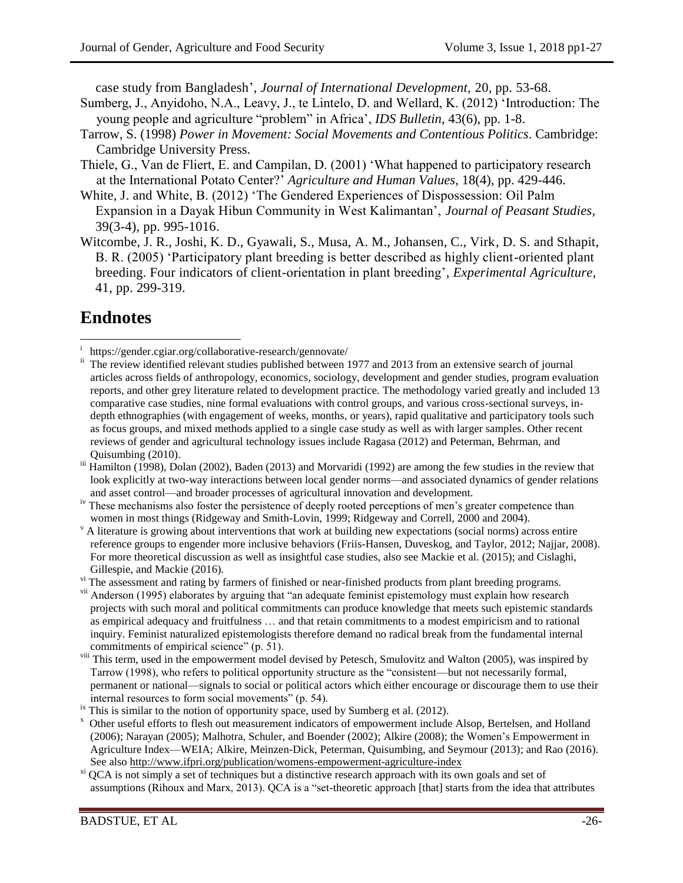case study from Bangladesh', *Journal of International Development,* 20, pp. 53-68.

Sumberg, J., Anyidoho, N.A., Leavy, J., te Lintelo, D. and Wellard, K. (2012) 'Introduction: The young people and agriculture "problem" in Africa', *IDS Bulletin*, 43(6), pp. 1-8.

Tarrow, S. (1998) *Power in Movement: Social Movements and Contentious Politics*. Cambridge: Cambridge University Press.

Thiele, G., Van de Fliert, E. and Campilan, D. (2001) 'What happened to participatory research at the International Potato Center?' *Agriculture and Human Values*, 18(4), pp. 429-446.

White, J. and White, B. (2012) 'The Gendered Experiences of Dispossession: Oil Palm Expansion in a Dayak Hibun Community in West Kalimantan', *Journal of Peasant Studies*, 39(3-4), pp. 995-1016.

Witcombe, J. R., Joshi, K. D., Gyawali, S., Musa, A. M., Johansen, C., Virk, D. S. and Sthapit, B. R. (2005) 'Participatory plant breeding is better described as highly client-oriented plant breeding. Four indicators of client-orientation in plant breeding', *Experimental Agriculture*, 41, pp. 299-319.

# Endnotes

[i] https://gender.cgiar.org/collaborative-research/gennovate/

[ii] The review identified relevant studies published between 1977 and 2013 from an extensive search of journal articles across fields of anthropology, economics, sociology, development and gender studies, program evaluation reports, and other grey literature related to development practice. The methodology varied greatly and included 13 comparative case studies, nine formal evaluations with control groups, and various cross-sectional surveys, in-depth ethnographies (with engagement of weeks, months, or years), rapid qualitative and participatory tools such as focus groups, and mixed methods applied to a single case study as well as with larger samples. Other recent reviews of gender and agricultural technology issues include Ragasa (2012) and Peterman, Behrman, and Quisumbing (2010).

[iii] Hamilton (1998), Dolan (2002), Baden (2013) and Morvaridi (1992) are among the few studies in the review that look explicitly at two-way interactions between local gender norms—and associated dynamics of gender relations and asset control—and broader processes of agricultural innovation and development.

[iv] These mechanisms also foster the persistence of deeply rooted perceptions of men's greater competence than women in most things (Ridgeway and Smith-Lovin, 1999; Ridgeway and Correll, 2000 and 2004).

[v] A literature is growing about interventions that work at building new expectations (social norms) across entire reference groups to engender more inclusive behaviors (Friis-Hansen, Duveskog, and Taylor, 2012; Najjar, 2008). For more theoretical discussion as well as insightful case studies, also see Mackie et al. (2015); and Cislaghi, Gillespie, and Mackie (2016).

[vi] The assessment and rating by farmers of finished or near-finished products from plant breeding programs.

[vii] Anderson (1995) elaborates by arguing that "an adequate feminist epistemology must explain how research projects with such moral and political commitments can produce knowledge that meets such epistemic standards as empirical adequacy and fruitfulness … and that retain commitments to a modest empiricism and to rational inquiry. Feminist naturalized epistemologists therefore demand no radical break from the fundamental internal commitments of empirical science" (p. 51).

[viii] This term, used in the empowerment model devised by Petesch, Smulovitz and Walton (2005), was inspired by Tarrow (1998), who refers to political opportunity structure as the "consistent—but not necessarily formal, permanent or national—signals to social or political actors which either encourage or discourage them to use their internal resources to form social movements" (p. 54).

[ix] This is similar to the notion of opportunity space, used by Sumberg et al. (2012).

[x] Other useful efforts to flesh out measurement indicators of empowerment include Alsop, Bertelsen, and Holland (2006); Narayan (2005); Malhotra, Schuler, and Boender (2002); Alkire (2008); the Women's Empowerment in Agriculture Index—WEIA; Alkire, Meinzen-Dick, Peterman, Quisumbing, and Seymour (2013); and Rao (2016). See also http://www.ifpri.org/publication/womens-empowerment-agriculture-index

[xi] QCA is not simply a set of techniques but a distinctive research approach with its own goals and set of assumptions (Rihoux and Marx, 2013). QCA is a "set-theoretic approach [that] starts from the idea that attributes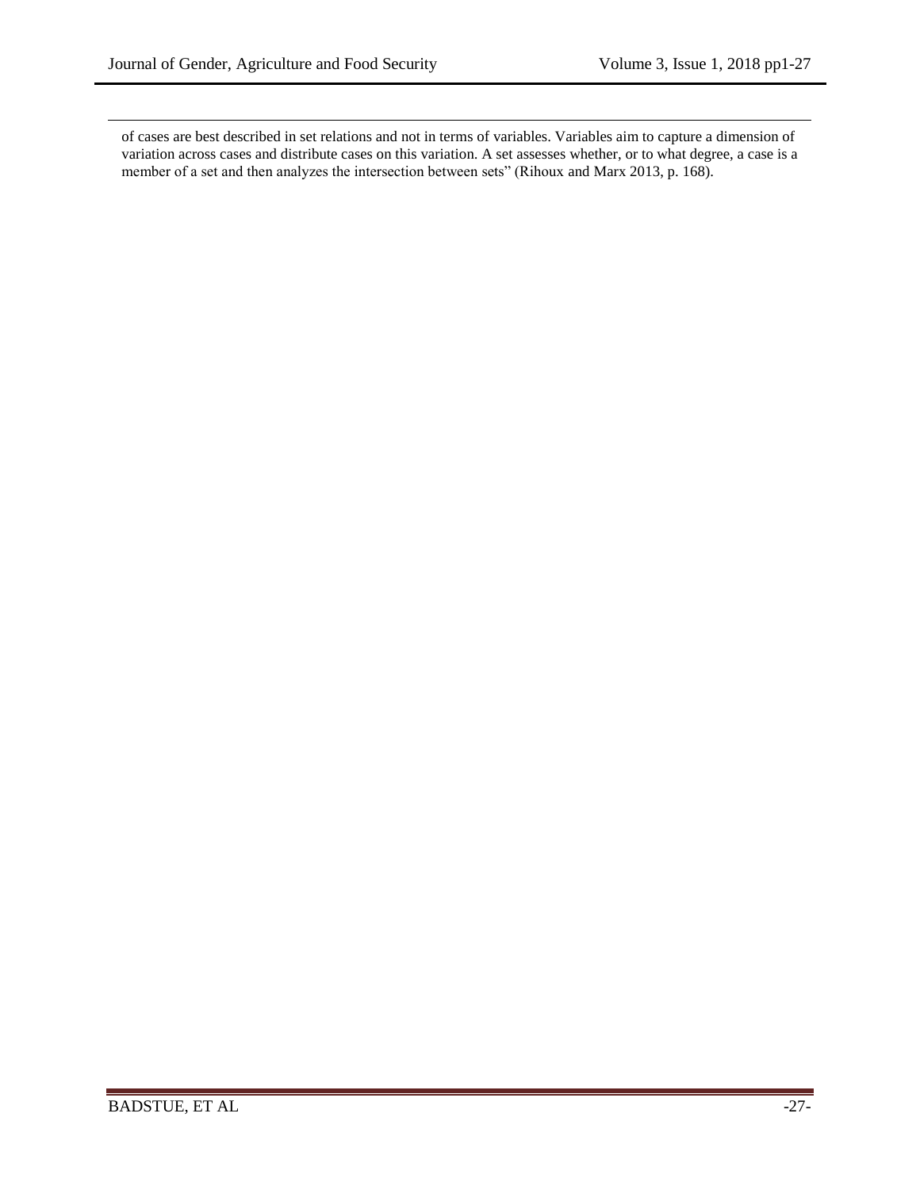of cases are best described in set relations and not in terms of variables. Variables aim to capture a dimension of variation across cases and distribute cases on this variation. A set assesses whether, or to what degree, a case is a member of a set and then analyzes the intersection between sets" (Rihoux and Marx 2013, p. 168).